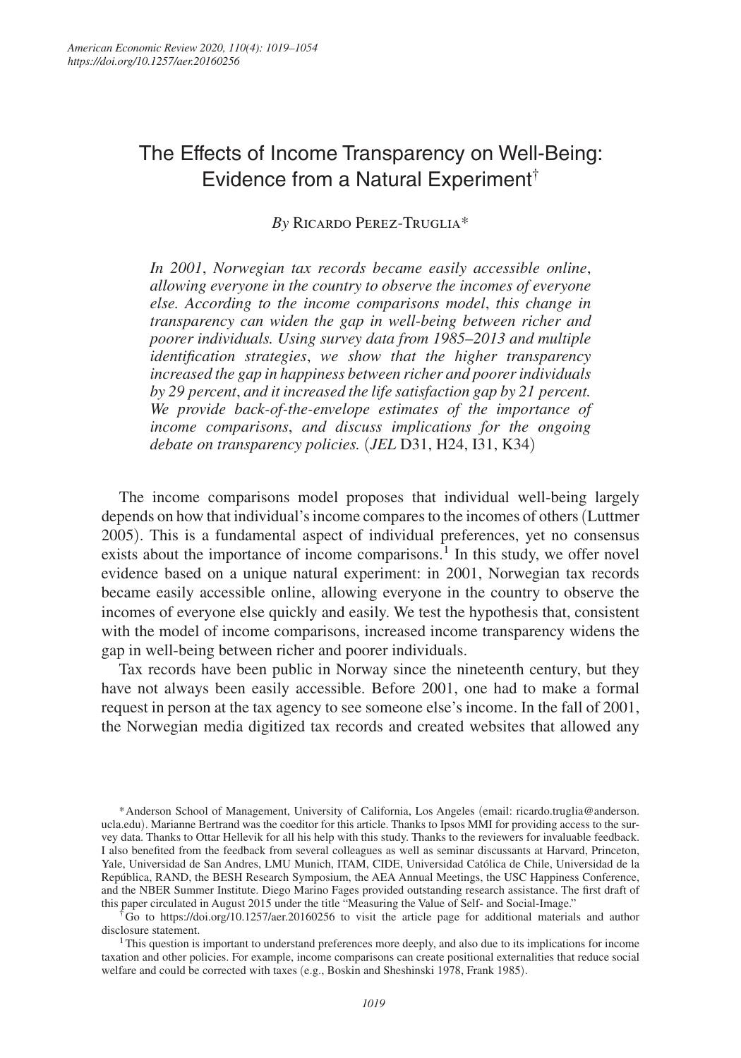# The Effects of Income Transparency on Well-Being: Evidence from a Natural Experiment[†]

*By* Ricardo Perez-Truglia*

*In 2001, Norwegian tax records became easily accessible online, allowing everyone in the country to observe the incomes of everyone else. According to the income comparisons model, this change in transparency can widen the gap in well-being between richer and poorer individuals. Using survey data from 1985–2013 and multiple identification strategies, we show that the higher transparency increased the gap in happiness between richer and poorer individuals by 29 percent, and it increased the life satisfaction gap by 21 percent. We provide back-of-the-envelope estimates of the importance of income comparisons, and discuss implications for the ongoing debate on transparency policies.* (*JEL* D31, H24, I31, K34)

The income comparisons model proposes that individual well-being largely depends on how that individual's income compares to the incomes of others (Luttmer 2005). This is a fundamental aspect of individual preferences, yet no consensus exists about the importance of income comparisons.[1] In this study, we offer novel evidence based on a unique natural experiment: in 2001, Norwegian tax records became easily accessible online, allowing everyone in the country to observe the incomes of everyone else quickly and easily. We test the hypothesis that, consistent with the model of income comparisons, increased income transparency widens the gap in well-being between richer and poorer individuals.

Tax records have been public in Norway since the nineteenth century, but they have not always been easily accessible. Before 2001, one had to make a formal request in person at the tax agency to see someone else's income. In the fall of 2001, the Norwegian media digitized tax records and created websites that allowed any

*Anderson School of Management, University of California, Los Angeles (email: ricardo.truglia@anderson.ucla.edu). Marianne Bertrand was the coeditor for this article. Thanks to Ipsos MMI for providing access to the survey data. Thanks to Ottar Hellevik for all his help with this study. Thanks to the reviewers for invaluable feedback. I also benefited from the feedback from several colleagues as well as seminar discussants at Harvard, Princeton, Yale, Universidad de San Andres, LMU Munich, ITAM, CIDE, Universidad Católica de Chile, Universidad de la República, RAND, the BESH Research Symposium, the AEA Annual Meetings, the USC Happiness Conference, and the NBER Summer Institute. Diego Marino Fages provided outstanding research assistance. The first draft of this paper circulated in August 2015 under the title "Measuring the Value of Self- and Social-Image."

[†]Go to https://doi.org/10.1257/aer.20160256 to visit the article page for additional materials and author disclosure statement.

[1]This question is important to understand preferences more deeply, and also due to its implications for income taxation and other policies. For example, income comparisons can create positional externalities that reduce social welfare and could be corrected with taxes (e.g., Boskin and Sheshinski 1978, Frank 1985).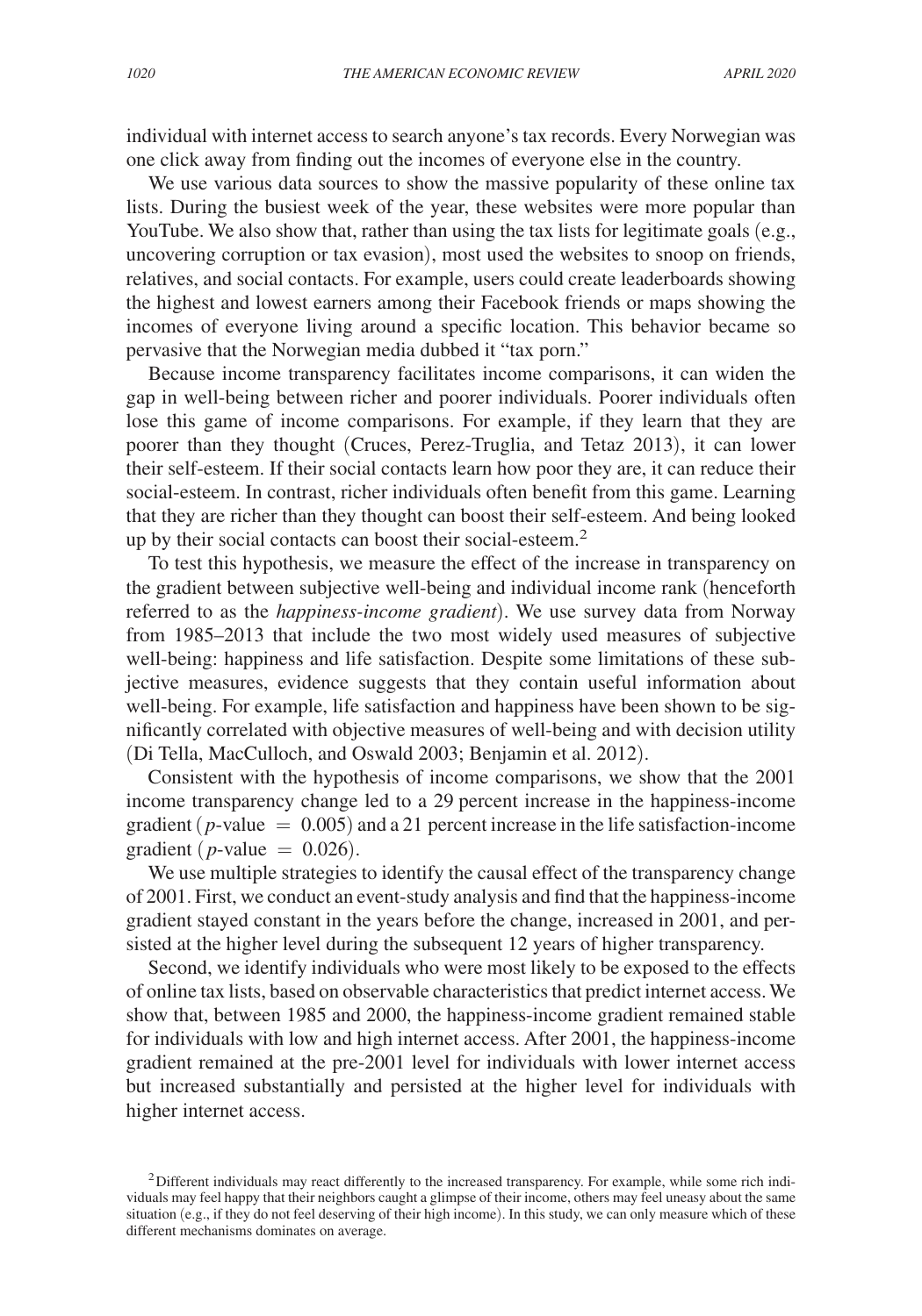individual with internet access to search anyone's tax records. Every Norwegian was one click away from finding out the incomes of everyone else in the country.

We use various data sources to show the massive popularity of these online tax lists. During the busiest week of the year, these websites were more popular than YouTube. We also show that, rather than using the tax lists for legitimate goals (e.g., uncovering corruption or tax evasion), most used the websites to snoop on friends, relatives, and social contacts. For example, users could create leaderboards showing the highest and lowest earners among their Facebook friends or maps showing the incomes of everyone living around a specific location. This behavior became so pervasive that the Norwegian media dubbed it "tax porn."

Because income transparency facilitates income comparisons, it can widen the gap in well-being between richer and poorer individuals. Poorer individuals often lose this game of income comparisons. For example, if they learn that they are poorer than they thought (Cruces, Perez-Truglia, and Tetaz 2013), it can lower their self-esteem. If their social contacts learn how poor they are, it can reduce their social-esteem. In contrast, richer individuals often benefit from this game. Learning that they are richer than they thought can boost their self-esteem. And being looked up by their social contacts can boost their social-esteem.[2]

To test this hypothesis, we measure the effect of the increase in transparency on the gradient between subjective well-being and individual income rank (henceforth referred to as the *happiness-income gradient*). We use survey data from Norway from 1985–2013 that include the two most widely used measures of subjective well-being: happiness and life satisfaction. Despite some limitations of these subjective measures, evidence suggests that they contain useful information about well-being. For example, life satisfaction and happiness have been shown to be significantly correlated with objective measures of well-being and with decision utility (Di Tella, MacCulloch, and Oswald 2003; Benjamin et al. 2012).

Consistent with the hypothesis of income comparisons, we show that the 2001 income transparency change led to a 29 percent increase in the happiness-income gradient ($p$-value $= 0.005$) and a 21 percent increase in the life satisfaction-income gradient ($p$-value $= 0.026$).

We use multiple strategies to identify the causal effect of the transparency change of 2001. First, we conduct an event-study analysis and find that the happiness-income gradient stayed constant in the years before the change, increased in 2001, and persisted at the higher level during the subsequent 12 years of higher transparency.

Second, we identify individuals who were most likely to be exposed to the effects of online tax lists, based on observable characteristics that predict internet access. We show that, between 1985 and 2000, the happiness-income gradient remained stable for individuals with low and high internet access. After 2001, the happiness-income gradient remained at the pre-2001 level for individuals with lower internet access but increased substantially and persisted at the higher level for individuals with higher internet access.

[2] Different individuals may react differently to the increased transparency. For example, while some rich individuals may feel happy that their neighbors caught a glimpse of their income, others may feel uneasy about the same situation (e.g., if they do not feel deserving of their high income). In this study, we can only measure which of these different mechanisms dominates on average.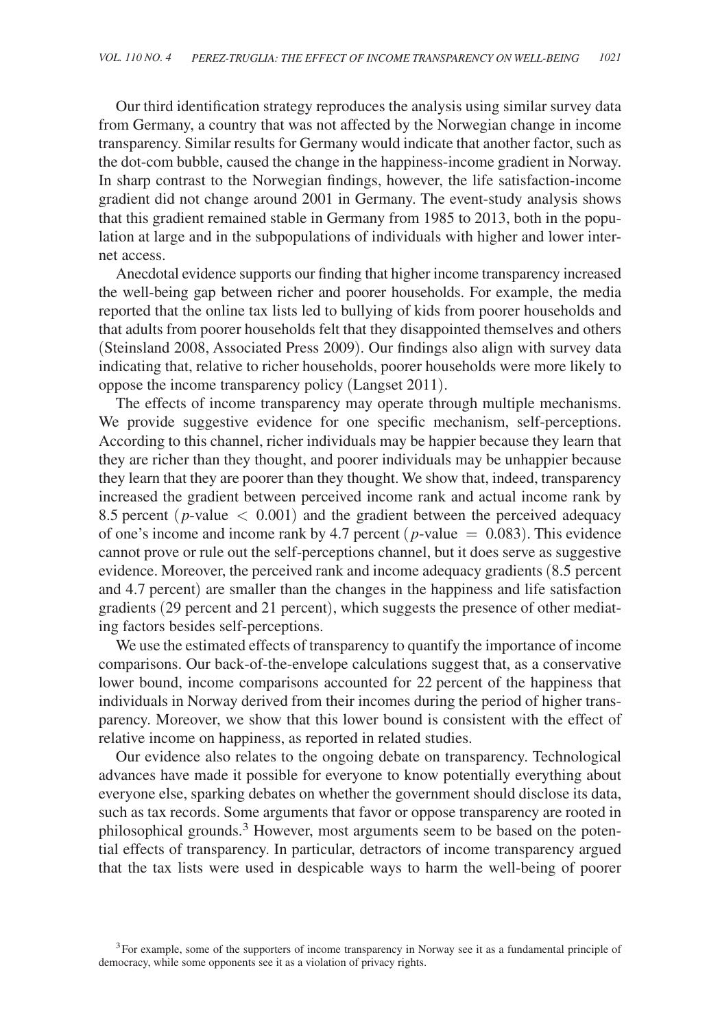Our third identification strategy reproduces the analysis using similar survey data from Germany, a country that was not affected by the Norwegian change in income transparency. Similar results for Germany would indicate that another factor, such as the dot-com bubble, caused the change in the happiness-income gradient in Norway. In sharp contrast to the Norwegian findings, however, the life satisfaction-income gradient did not change around 2001 in Germany. The event-study analysis shows that this gradient remained stable in Germany from 1985 to 2013, both in the population at large and in the subpopulations of individuals with higher and lower internet access.

Anecdotal evidence supports our finding that higher income transparency increased the well-being gap between richer and poorer households. For example, the media reported that the online tax lists led to bullying of kids from poorer households and that adults from poorer households felt that they disappointed themselves and others (Steinsland 2008, Associated Press 2009). Our findings also align with survey data indicating that, relative to richer households, poorer households were more likely to oppose the income transparency policy (Langset 2011).

The effects of income transparency may operate through multiple mechanisms. We provide suggestive evidence for one specific mechanism, self-perceptions. According to this channel, richer individuals may be happier because they learn that they are richer than they thought, and poorer individuals may be unhappier because they learn that they are poorer than they thought. We show that, indeed, transparency increased the gradient between perceived income rank and actual income rank by 8.5 percent ($p$-value $< 0.001$) and the gradient between the perceived adequacy of one's income and income rank by 4.7 percent ($p$-value $= 0.083$). This evidence cannot prove or rule out the self-perceptions channel, but it does serve as suggestive evidence. Moreover, the perceived rank and income adequacy gradients (8.5 percent and 4.7 percent) are smaller than the changes in the happiness and life satisfaction gradients (29 percent and 21 percent), which suggests the presence of other mediating factors besides self-perceptions.

We use the estimated effects of transparency to quantify the importance of income comparisons. Our back-of-the-envelope calculations suggest that, as a conservative lower bound, income comparisons accounted for 22 percent of the happiness that individuals in Norway derived from their incomes during the period of higher transparency. Moreover, we show that this lower bound is consistent with the effect of relative income on happiness, as reported in related studies.

Our evidence also relates to the ongoing debate on transparency. Technological advances have made it possible for everyone to know potentially everything about everyone else, sparking debates on whether the government should disclose its data, such as tax records. Some arguments that favor or oppose transparency are rooted in philosophical grounds.[3] However, most arguments seem to be based on the potential effects of transparency. In particular, detractors of income transparency argued that the tax lists were used in despicable ways to harm the well-being of poorer

[3] For example, some of the supporters of income transparency in Norway see it as a fundamental principle of democracy, while some opponents see it as a violation of privacy rights.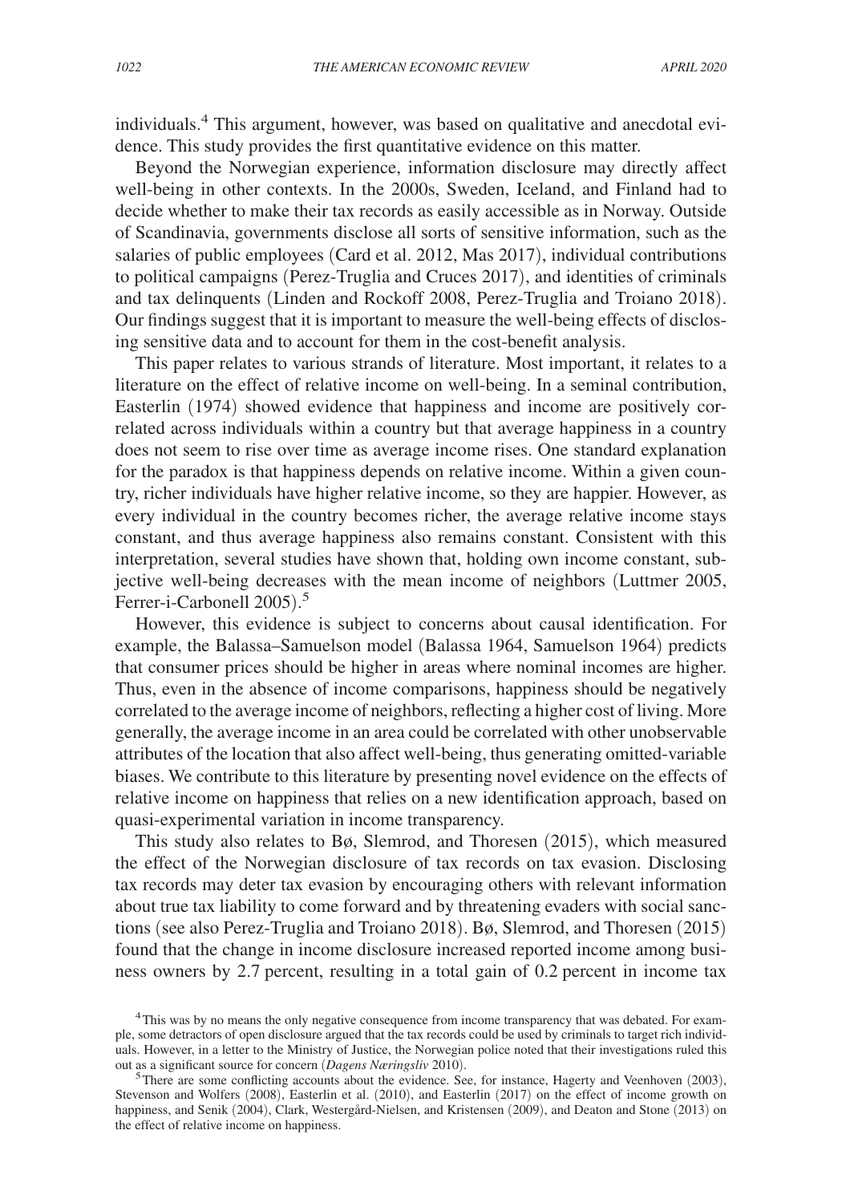individuals.[4] This argument, however, was based on qualitative and anecdotal evidence. This study provides the first quantitative evidence on this matter.

Beyond the Norwegian experience, information disclosure may directly affect well-being in other contexts. In the 2000s, Sweden, Iceland, and Finland had to decide whether to make their tax records as easily accessible as in Norway. Outside of Scandinavia, governments disclose all sorts of sensitive information, such as the salaries of public employees (Card et al. 2012, Mas 2017), individual contributions to political campaigns (Perez-Truglia and Cruces 2017), and identities of criminals and tax delinquents (Linden and Rockoff 2008, Perez-Truglia and Troiano 2018). Our findings suggest that it is important to measure the well-being effects of disclosing sensitive data and to account for them in the cost-benefit analysis.

This paper relates to various strands of literature. Most important, it relates to a literature on the effect of relative income on well-being. In a seminal contribution, Easterlin (1974) showed evidence that happiness and income are positively correlated across individuals within a country but that average happiness in a country does not seem to rise over time as average income rises. One standard explanation for the paradox is that happiness depends on relative income. Within a given country, richer individuals have higher relative income, so they are happier. However, as every individual in the country becomes richer, the average relative income stays constant, and thus average happiness also remains constant. Consistent with this interpretation, several studies have shown that, holding own income constant, subjective well-being decreases with the mean income of neighbors (Luttmer 2005, Ferrer-i-Carbonell 2005).[5]

However, this evidence is subject to concerns about causal identification. For example, the Balassa–Samuelson model (Balassa 1964, Samuelson 1964) predicts that consumer prices should be higher in areas where nominal incomes are higher. Thus, even in the absence of income comparisons, happiness should be negatively correlated to the average income of neighbors, reflecting a higher cost of living. More generally, the average income in an area could be correlated with other unobservable attributes of the location that also affect well-being, thus generating omitted-variable biases. We contribute to this literature by presenting novel evidence on the effects of relative income on happiness that relies on a new identification approach, based on quasi-experimental variation in income transparency.

This study also relates to Bø, Slemrod, and Thoresen (2015), which measured the effect of the Norwegian disclosure of tax records on tax evasion. Disclosing tax records may deter tax evasion by encouraging others with relevant information about true tax liability to come forward and by threatening evaders with social sanctions (see also Perez-Truglia and Troiano 2018). Bø, Slemrod, and Thoresen (2015) found that the change in income disclosure increased reported income among business owners by 2.7 percent, resulting in a total gain of 0.2 percent in income tax

[4] This was by no means the only negative consequence from income transparency that was debated. For example, some detractors of open disclosure argued that the tax records could be used by criminals to target rich individuals. However, in a letter to the Ministry of Justice, the Norwegian police noted that their investigations ruled this out as a significant source for concern (*Dagens Næringsliv* 2010).

[5] There are some conflicting accounts about the evidence. See, for instance, Hagerty and Veenhoven (2003), Stevenson and Wolfers (2008), Easterlin et al. (2010), and Easterlin (2017) on the effect of income growth on happiness, and Senik (2004), Clark, Westergård-Nielsen, and Kristensen (2009), and Deaton and Stone (2013) on the effect of relative income on happiness.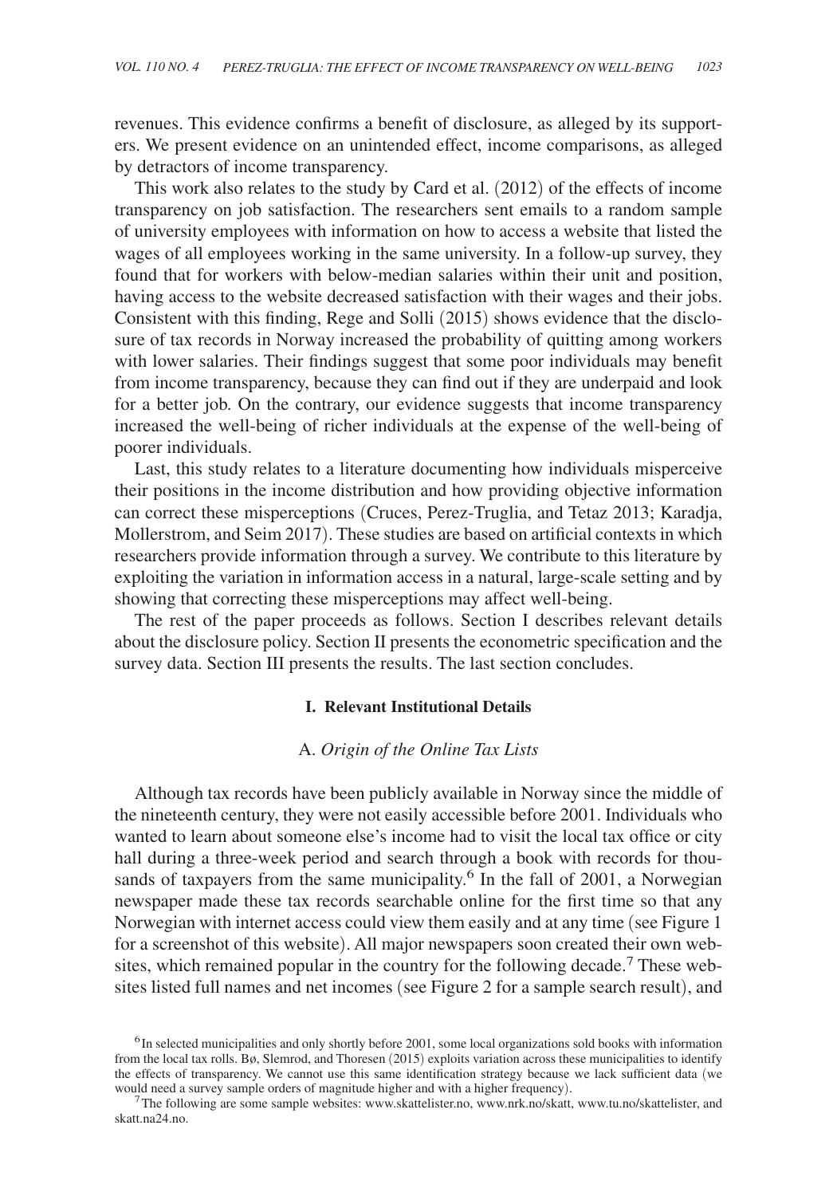revenues. This evidence confirms a benefit of disclosure, as alleged by its supporters. We present evidence on an unintended effect, income comparisons, as alleged by detractors of income transparency.

This work also relates to the study by Card et al. (2012) of the effects of income transparency on job satisfaction. The researchers sent emails to a random sample of university employees with information on how to access a website that listed the wages of all employees working in the same university. In a follow-up survey, they found that for workers with below-median salaries within their unit and position, having access to the website decreased satisfaction with their wages and their jobs. Consistent with this finding, Rege and Solli (2015) shows evidence that the disclosure of tax records in Norway increased the probability of quitting among workers with lower salaries. Their findings suggest that some poor individuals may benefit from income transparency, because they can find out if they are underpaid and look for a better job. On the contrary, our evidence suggests that income transparency increased the well-being of richer individuals at the expense of the well-being of poorer individuals.

Last, this study relates to a literature documenting how individuals misperceive their positions in the income distribution and how providing objective information can correct these misperceptions (Cruces, Perez-Truglia, and Tetaz 2013; Karadja, Mollerstrom, and Seim 2017). These studies are based on artificial contexts in which researchers provide information through a survey. We contribute to this literature by exploiting the variation in information access in a natural, large-scale setting and by showing that correcting these misperceptions may affect well-being.

The rest of the paper proceeds as follows. Section I describes relevant details about the disclosure policy. Section II presents the econometric specification and the survey data. Section III presents the results. The last section concludes.

## I. Relevant Institutional Details

### A. *Origin of the Online Tax Lists*

Although tax records have been publicly available in Norway since the middle of the nineteenth century, they were not easily accessible before 2001. Individuals who wanted to learn about someone else's income had to visit the local tax office or city hall during a three-week period and search through a book with records for thousands of taxpayers from the same municipality.[6] In the fall of 2001, a Norwegian newspaper made these tax records searchable online for the first time so that any Norwegian with internet access could view them easily and at any time (see Figure 1 for a screenshot of this website). All major newspapers soon created their own websites, which remained popular in the country for the following decade.[7] These websites listed full names and net incomes (see Figure 2 for a sample search result), and

[6] In selected municipalities and only shortly before 2001, some local organizations sold books with information from the local tax rolls. Bø, Slemrod, and Thoresen (2015) exploits variation across these municipalities to identify the effects of transparency. We cannot use this same identification strategy because we lack sufficient data (we would need a survey sample orders of magnitude higher and with a higher frequency).

[7] The following are some sample websites: www.skattelister.no, www.nrk.no/skatt, www.tu.no/skattelister, and skatt.na24.no.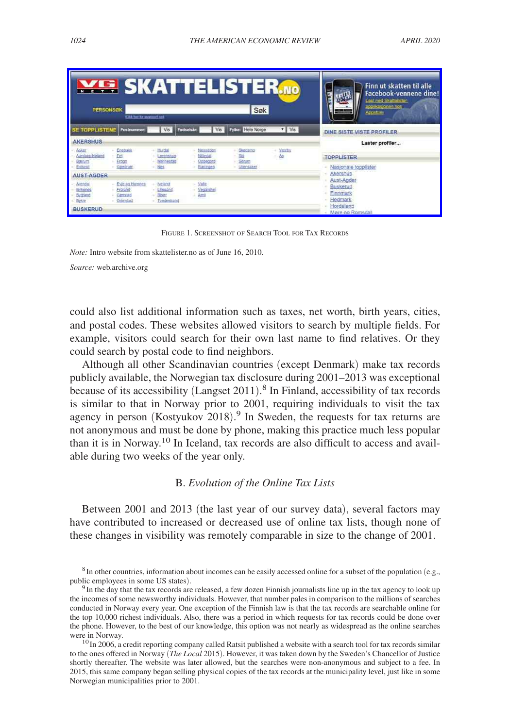Figure 1. Screenshot of Search Tool for Tax Records

*Note:* Intro website from skattelister.no as of June 16, 2010.

*Source:* web.archive.org

could also list additional information such as taxes, net worth, birth years, cities, and postal codes. These websites allowed visitors to search by multiple fields. For example, visitors could search for their own last name to find relatives. Or they could search by postal code to find neighbors.

Although all other Scandinavian countries (except Denmark) make tax records publicly available, the Norwegian tax disclosure during 2001–2013 was exceptional because of its accessibility (Langset 2011).[8] In Finland, accessibility of tax records is similar to that in Norway prior to 2001, requiring individuals to visit the tax agency in person (Kostyukov 2018).[9] In Sweden, the requests for tax returns are not anonymous and must be done by phone, making this practice much less popular than it is in Norway.[10] In Iceland, tax records are also difficult to access and available during two weeks of the year only.

## B. *Evolution of the Online Tax Lists*

Between 2001 and 2013 (the last year of our survey data), several factors may have contributed to increased or decreased use of online tax lists, though none of these changes in visibility was remotely comparable in size to the change of 2001.

[8] In other countries, information about incomes can be easily accessed online for a subset of the population (e.g., public employees in some US states).

[9] In the day that the tax records are released, a few dozen Finnish journalists line up in the tax agency to look up the incomes of some newsworthy individuals. However, that number pales in comparison to the millions of searches conducted in Norway every year. One exception of the Finnish law is that the tax records are searchable online for the top 10,000 richest individuals. Also, there was a period in which requests for tax records could be done over the phone. However, to the best of our knowledge, this option was not nearly as widespread as the online searches were in Norway.

[10] In 2006, a credit reporting company called Ratsit published a website with a search tool for tax records similar to the ones offered in Norway (*The Local* 2015). However, it was taken down by the Sweden's Chancellor of Justice shortly thereafter. The website was later allowed, but the searches were non-anonymous and subject to a fee. In 2015, this same company began selling physical copies of the tax records at the municipality level, just like in some Norwegian municipalities prior to 2001.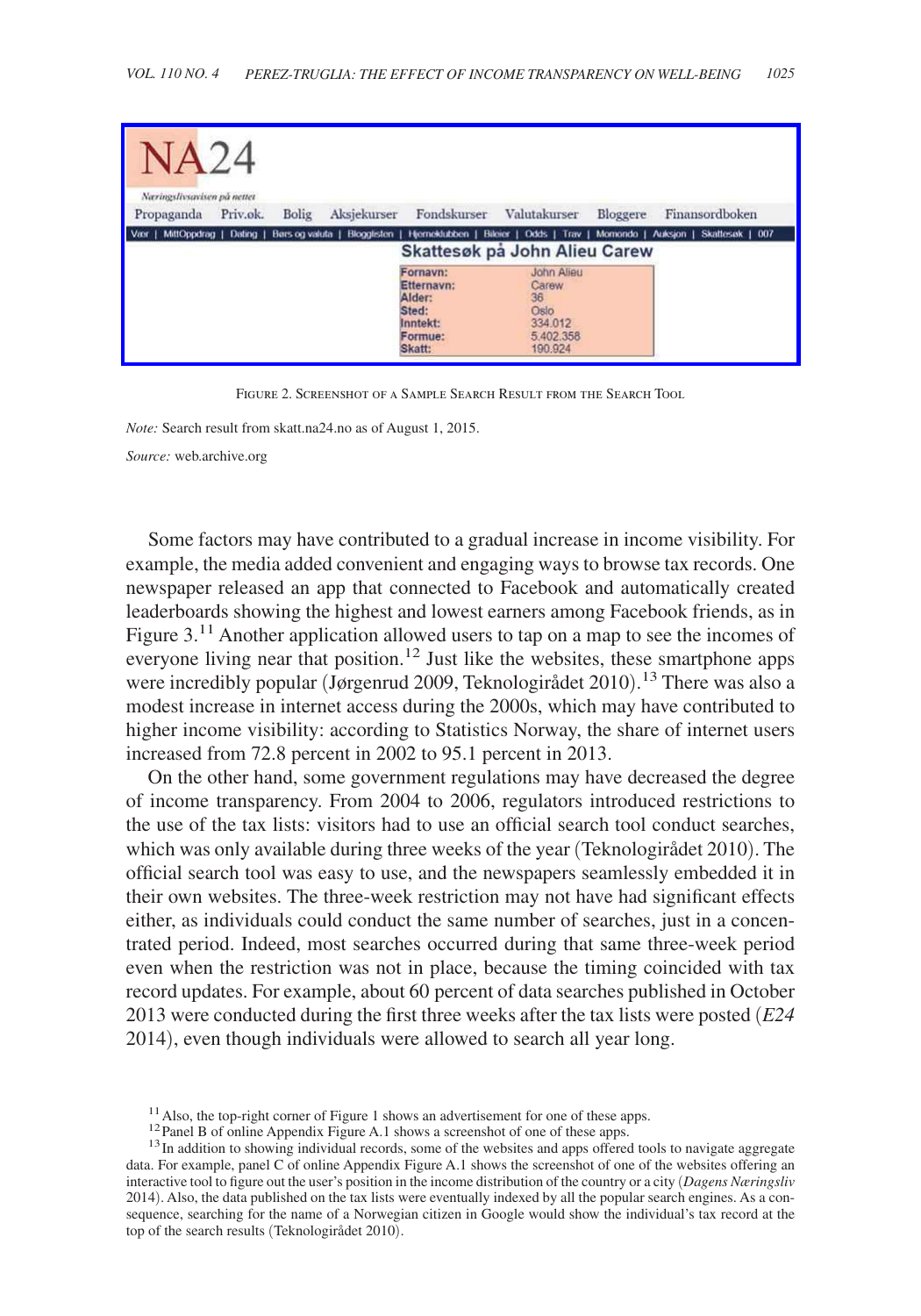Figure 2. Screenshot of a Sample Search Result from the Search Tool

*Note:* Search result from skatt.na24.no as of August 1, 2015.

*Source:* web.archive.org

Some factors may have contributed to a gradual increase in income visibility. For example, the media added convenient and engaging ways to browse tax records. One newspaper released an app that connected to Facebook and automatically created leaderboards showing the highest and lowest earners among Facebook friends, as in Figure 3.[11] Another application allowed users to tap on a map to see the incomes of everyone living near that position.[12] Just like the websites, these smartphone apps were incredibly popular (Jørgenrud 2009, Teknologirådet 2010).[13] There was also a modest increase in internet access during the 2000s, which may have contributed to higher income visibility: according to Statistics Norway, the share of internet users increased from 72.8 percent in 2002 to 95.1 percent in 2013.

On the other hand, some government regulations may have decreased the degree of income transparency. From 2004 to 2006, regulators introduced restrictions to the use of the tax lists: visitors had to use an official search tool conduct searches, which was only available during three weeks of the year (Teknologirådet 2010). The official search tool was easy to use, and the newspapers seamlessly embedded it in their own websites. The three-week restriction may not have had significant effects either, as individuals could conduct the same number of searches, just in a concentrated period. Indeed, most searches occurred during that same three-week period even when the restriction was not in place, because the timing coincided with tax record updates. For example, about 60 percent of data searches published in October 2013 were conducted during the first three weeks after the tax lists were posted (*E24* 2014), even though individuals were allowed to search all year long.

[11] Also, the top-right corner of Figure 1 shows an advertisement for one of these apps.

[12] Panel B of online Appendix Figure A.1 shows a screenshot of one of these apps.

[13] In addition to showing individual records, some of the websites and apps offered tools to navigate aggregate data. For example, panel C of online Appendix Figure A.1 shows the screenshot of one of the websites offering an interactive tool to figure out the user's position in the income distribution of the country or a city (*Dagens Næringsliv* 2014). Also, the data published on the tax lists were eventually indexed by all the popular search engines. As a consequence, searching for the name of a Norwegian citizen in Google would show the individual's tax record at the top of the search results (Teknologirådet 2010).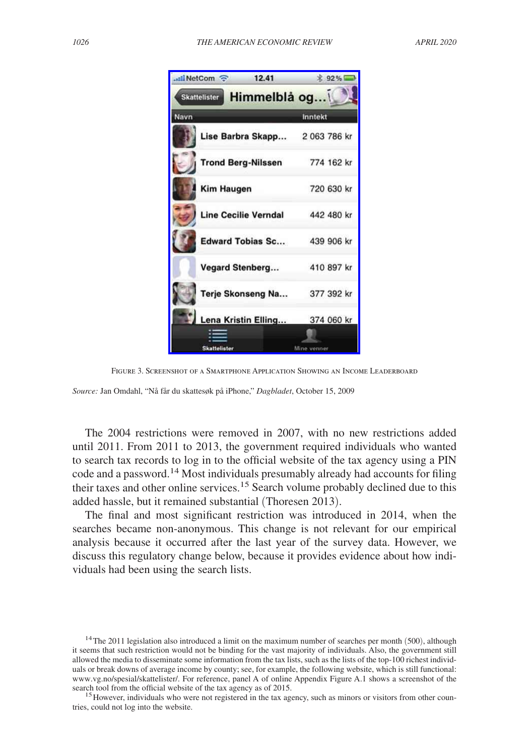FIGURE 3. SCREENSHOT OF A SMARTPHONE APPLICATION SHOWING AN INCOME LEADERBOARD

*Source:* Jan Omdahl, "Nå får du skattesøk på iPhone," *Dagbladet*, October 15, 2009

The 2004 restrictions were removed in 2007, with no new restrictions added until 2011. From 2011 to 2013, the government required individuals who wanted to search tax records to log in to the official website of the tax agency using a PIN code and a password.[14] Most individuals presumably already had accounts for filing their taxes and other online services.[15] Search volume probably declined due to this added hassle, but it remained substantial (Thoresen 2013).

The final and most significant restriction was introduced in 2014, when the searches became non-anonymous. This change is not relevant for our empirical analysis because it occurred after the last year of the survey data. However, we discuss this regulatory change below, because it provides evidence about how individuals had been using the search lists.

[14] The 2011 legislation also introduced a limit on the maximum number of searches per month (500), although it seems that such restriction would not be binding for the vast majority of individuals. Also, the government still allowed the media to disseminate some information from the tax lists, such as the lists of the top-100 richest individuals or break downs of average income by county; see, for example, the following website, which is still functional: www.vg.no/spesial/skattelister/. For reference, panel A of online Appendix Figure A.1 shows a screenshot of the search tool from the official website of the tax agency as of 2015.

[15] However, individuals who were not registered in the tax agency, such as minors or visitors from other countries, could not log into the website.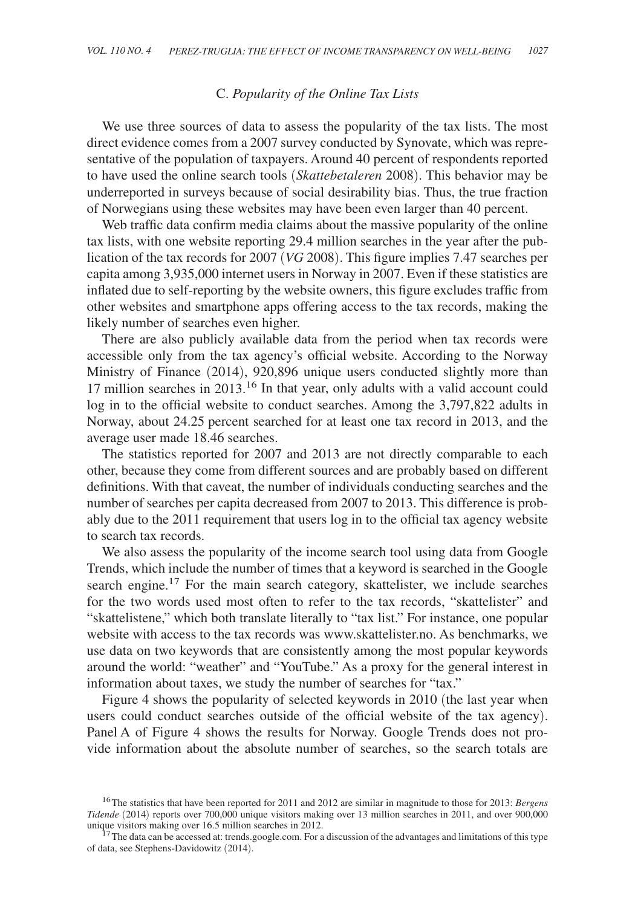### C. *Popularity of the Online Tax Lists*

We use three sources of data to assess the popularity of the tax lists. The most direct evidence comes from a 2007 survey conducted by Synovate, which was representative of the population of taxpayers. Around 40 percent of respondents reported to have used the online search tools (*Skattebetaleren* 2008). This behavior may be underreported in surveys because of social desirability bias. Thus, the true fraction of Norwegians using these websites may have been even larger than 40 percent.

Web traffic data confirm media claims about the massive popularity of the online tax lists, with one website reporting 29.4 million searches in the year after the publication of the tax records for 2007 (*VG* 2008). This figure implies 7.47 searches per capita among 3,935,000 internet users in Norway in 2007. Even if these statistics are inflated due to self-reporting by the website owners, this figure excludes traffic from other websites and smartphone apps offering access to the tax records, making the likely number of searches even higher.

There are also publicly available data from the period when tax records were accessible only from the tax agency's official website. According to the Norway Ministry of Finance (2014), 920,896 unique users conducted slightly more than 17 million searches in 2013.[16] In that year, only adults with a valid account could log in to the official website to conduct searches. Among the 3,797,822 adults in Norway, about 24.25 percent searched for at least one tax record in 2013, and the average user made 18.46 searches.

The statistics reported for 2007 and 2013 are not directly comparable to each other, because they come from different sources and are probably based on different definitions. With that caveat, the number of individuals conducting searches and the number of searches per capita decreased from 2007 to 2013. This difference is probably due to the 2011 requirement that users log in to the official tax agency website to search tax records.

We also assess the popularity of the income search tool using data from Google Trends, which include the number of times that a keyword is searched in the Google search engine.[17] For the main search category, skattelister, we include searches for the two words used most often to refer to the tax records, "skattelister" and "skattelistene," which both translate literally to "tax list." For instance, one popular website with access to the tax records was www.skattelister.no. As benchmarks, we use data on two keywords that are consistently among the most popular keywords around the world: "weather" and "YouTube." As a proxy for the general interest in information about taxes, we study the number of searches for "tax."

Figure 4 shows the popularity of selected keywords in 2010 (the last year when users could conduct searches outside of the official website of the tax agency). Panel A of Figure 4 shows the results for Norway. Google Trends does not provide information about the absolute number of searches, so the search totals are

[16] The statistics that have been reported for 2011 and 2012 are similar in magnitude to those for 2013: *Bergens Tidende* (2014) reports over 700,000 unique visitors making over 13 million searches in 2011, and over 900,000 unique visitors making over 16.5 million searches in 2012.

[17] The data can be accessed at: trends.google.com. For a discussion of the advantages and limitations of this type of data, see Stephens-Davidowitz (2014).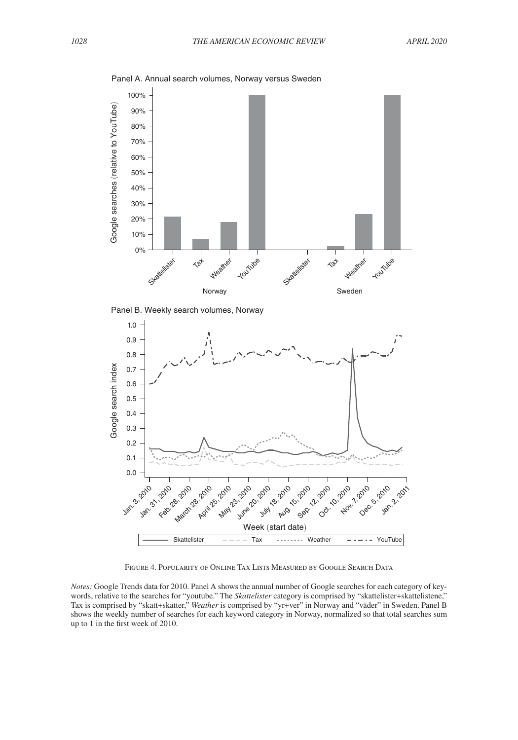Panel A. Annual search volumes, Norway versus Sweden

Panel B. Weekly search volumes, Norway

Figure 4. Popularity of Online Tax Lists Measured by Google Search Data

*Notes:* Google Trends data for 2010. Panel A shows the annual number of Google searches for each category of keywords, relative to the searches for "youtube." The *Skattelister* category is comprised by "skattelister+skattelistene," Tax is comprised by "skatt+skatter," *Weather* is comprised by "yr+ver" in Norway and "väder" in Sweden. Panel B shows the weekly number of searches for each keyword category in Norway, normalized so that total searches sum up to 1 in the first week of 2010.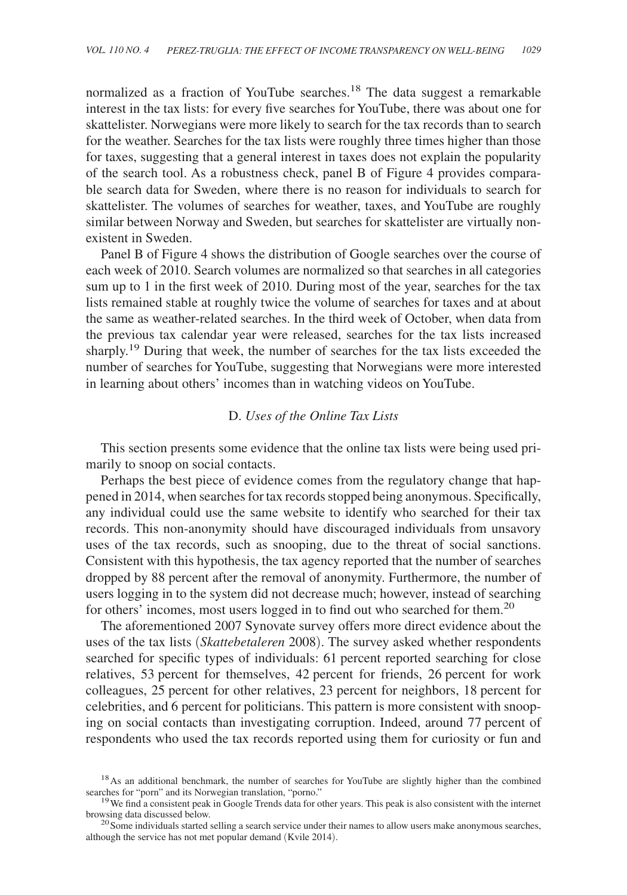normalized as a fraction of YouTube searches.[18] The data suggest a remarkable interest in the tax lists: for every five searches for YouTube, there was about one for skattelister. Norwegians were more likely to search for the tax records than to search for the weather. Searches for the tax lists were roughly three times higher than those for taxes, suggesting that a general interest in taxes does not explain the popularity of the search tool. As a robustness check, panel B of Figure 4 provides comparable search data for Sweden, where there is no reason for individuals to search for skattelister. The volumes of searches for weather, taxes, and YouTube are roughly similar between Norway and Sweden, but searches for skattelister are virtually nonexistent in Sweden.

Panel B of Figure 4 shows the distribution of Google searches over the course of each week of 2010. Search volumes are normalized so that searches in all categories sum up to 1 in the first week of 2010. During most of the year, searches for the tax lists remained stable at roughly twice the volume of searches for taxes and at about the same as weather-related searches. In the third week of October, when data from the previous tax calendar year were released, searches for the tax lists increased sharply.[19] During that week, the number of searches for the tax lists exceeded the number of searches for YouTube, suggesting that Norwegians were more interested in learning about others' incomes than in watching videos on YouTube.

### D. *Uses of the Online Tax Lists*

This section presents some evidence that the online tax lists were being used primarily to snoop on social contacts.

Perhaps the best piece of evidence comes from the regulatory change that happened in 2014, when searches for tax records stopped being anonymous. Specifically, any individual could use the same website to identify who searched for their tax records. This non-anonymity should have discouraged individuals from unsavory uses of the tax records, such as snooping, due to the threat of social sanctions. Consistent with this hypothesis, the tax agency reported that the number of searches dropped by 88 percent after the removal of anonymity. Furthermore, the number of users logging in to the system did not decrease much; however, instead of searching for others' incomes, most users logged in to find out who searched for them.[20]

The aforementioned 2007 Synovate survey offers more direct evidence about the uses of the tax lists (*Skattebetaleren* 2008). The survey asked whether respondents searched for specific types of individuals: 61 percent reported searching for close relatives, 53 percent for themselves, 42 percent for friends, 26 percent for work colleagues, 25 percent for other relatives, 23 percent for neighbors, 18 percent for celebrities, and 6 percent for politicians. This pattern is more consistent with snooping on social contacts than investigating corruption. Indeed, around 77 percent of respondents who used the tax records reported using them for curiosity or fun and

---

[18] As an additional benchmark, the number of searches for YouTube are slightly higher than the combined searches for "porn" and its Norwegian translation, "porno."

[19] We find a consistent peak in Google Trends data for other years. This peak is also consistent with the internet browsing data discussed below.

[20] Some individuals started selling a search service under their names to allow users make anonymous searches, although the service has not met popular demand (Kvile 2014).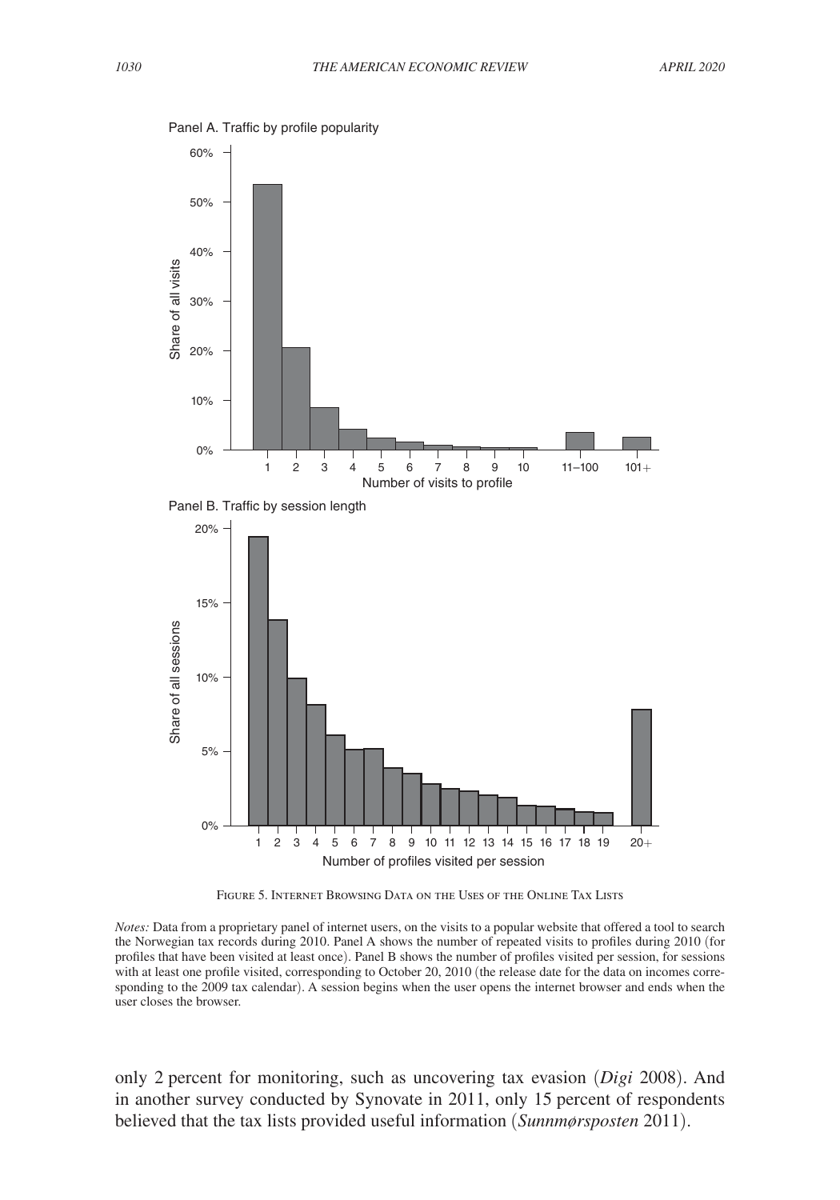FIGURE 5. INTERNET BROWSING DATA ON THE USES OF THE ONLINE TAX LISTS

*Notes:* Data from a proprietary panel of internet users, on the visits to a popular website that offered a tool to search the Norwegian tax records during 2010. Panel A shows the number of repeated visits to profiles during 2010 (for profiles that have been visited at least once). Panel B shows the number of profiles visited per session, for sessions with at least one profile visited, corresponding to October 20, 2010 (the release date for the data on incomes corresponding to the 2009 tax calendar). A session begins when the user opens the internet browser and ends when the user closes the browser.

only 2 percent for monitoring, such as uncovering tax evasion (*Digi* 2008). And in another survey conducted by Synovate in 2011, only 15 percent of respondents believed that the tax lists provided useful information (*Sunnmørsposten* 2011).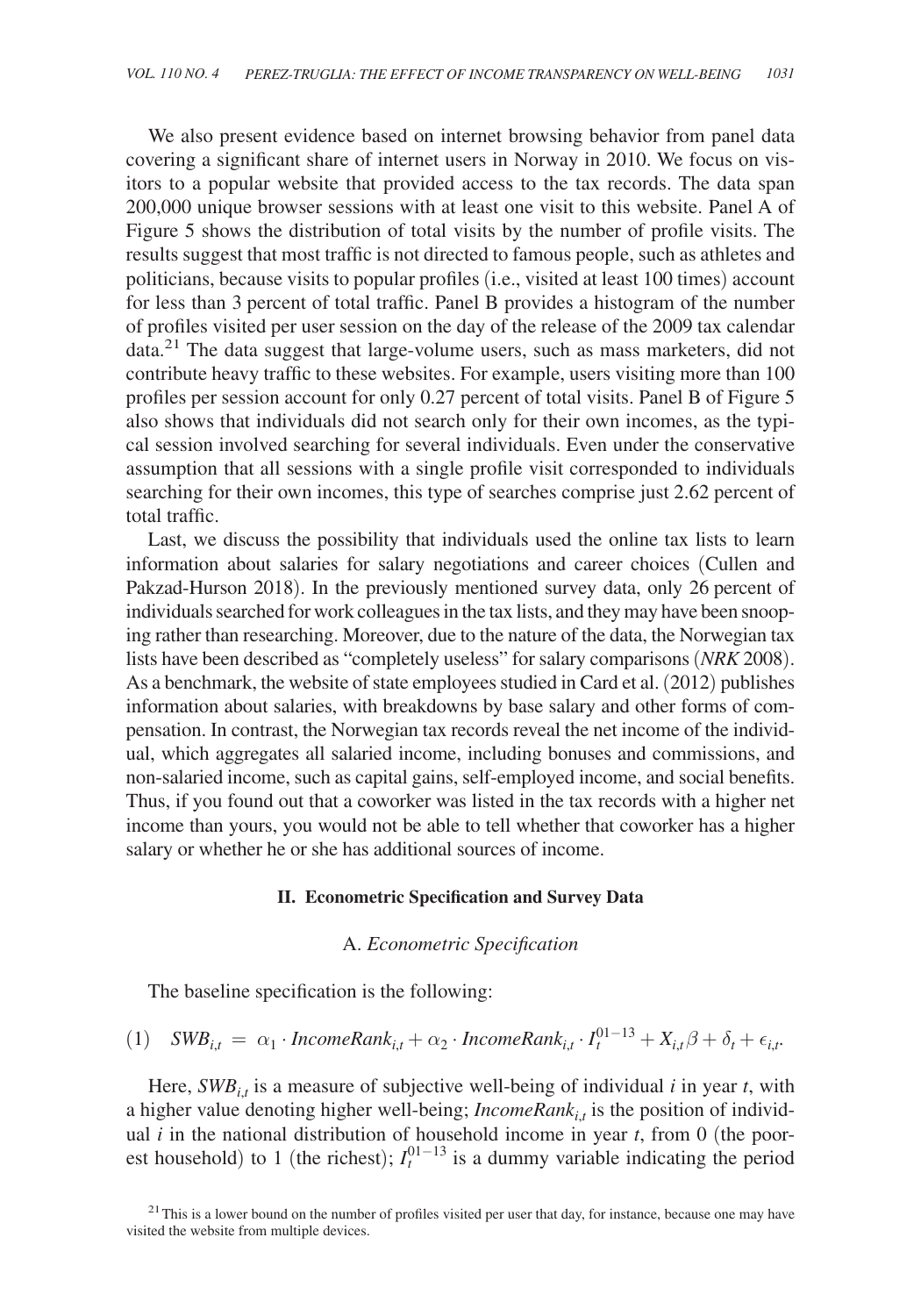We also present evidence based on internet browsing behavior from panel data covering a significant share of internet users in Norway in 2010. We focus on visitors to a popular website that provided access to the tax records. The data span 200,000 unique browser sessions with at least one visit to this website. Panel A of Figure 5 shows the distribution of total visits by the number of profile visits. The results suggest that most traffic is not directed to famous people, such as athletes and politicians, because visits to popular profiles (i.e., visited at least 100 times) account for less than 3 percent of total traffic. Panel B provides a histogram of the number of profiles visited per user session on the day of the release of the 2009 tax calendar data.[21] The data suggest that large-volume users, such as mass marketers, did not contribute heavy traffic to these websites. For example, users visiting more than 100 profiles per session account for only 0.27 percent of total visits. Panel B of Figure 5 also shows that individuals did not search only for their own incomes, as the typical session involved searching for several individuals. Even under the conservative assumption that all sessions with a single profile visit corresponded to individuals searching for their own incomes, this type of searches comprise just 2.62 percent of total traffic.

Last, we discuss the possibility that individuals used the online tax lists to learn information about salaries for salary negotiations and career choices (Cullen and Pakzad-Hurson 2018). In the previously mentioned survey data, only 26 percent of individuals searched for work colleagues in the tax lists, and they may have been snooping rather than researching. Moreover, due to the nature of the data, the Norwegian tax lists have been described as "completely useless" for salary comparisons (*NRK* 2008). As a benchmark, the website of state employees studied in Card et al. (2012) publishes information about salaries, with breakdowns by base salary and other forms of compensation. In contrast, the Norwegian tax records reveal the net income of the individual, which aggregates all salaried income, including bonuses and commissions, and non-salaried income, such as capital gains, self-employed income, and social benefits. Thus, if you found out that a coworker was listed in the tax records with a higher net income than yours, you would not be able to tell whether that coworker has a higher salary or whether he or she has additional sources of income.

## II. Econometric Specification and Survey Data

### A. *Econometric Specification*

The baseline specification is the following:

$$(1) \quad SWB_{i,t} = \alpha_1 \cdot IncomeRank_{i,t} + \alpha_2 \cdot IncomeRank_{i,t} \cdot I_t^{01-13} + X_{i,t}\beta + \delta_t + \epsilon_{i,t}.$$

Here, $SWB_{i,t}$ is a measure of subjective well-being of individual $i$ in year $t$, with a higher value denoting higher well-being; $IncomeRank_{i,t}$ is the position of individual $i$ in the national distribution of household income in year $t$, from 0 (the poorest household) to 1 (the richest); $I_t^{01-13}$ is a dummy variable indicating the period

[21] This is a lower bound on the number of profiles visited per user that day, for instance, because one may have visited the website from multiple devices.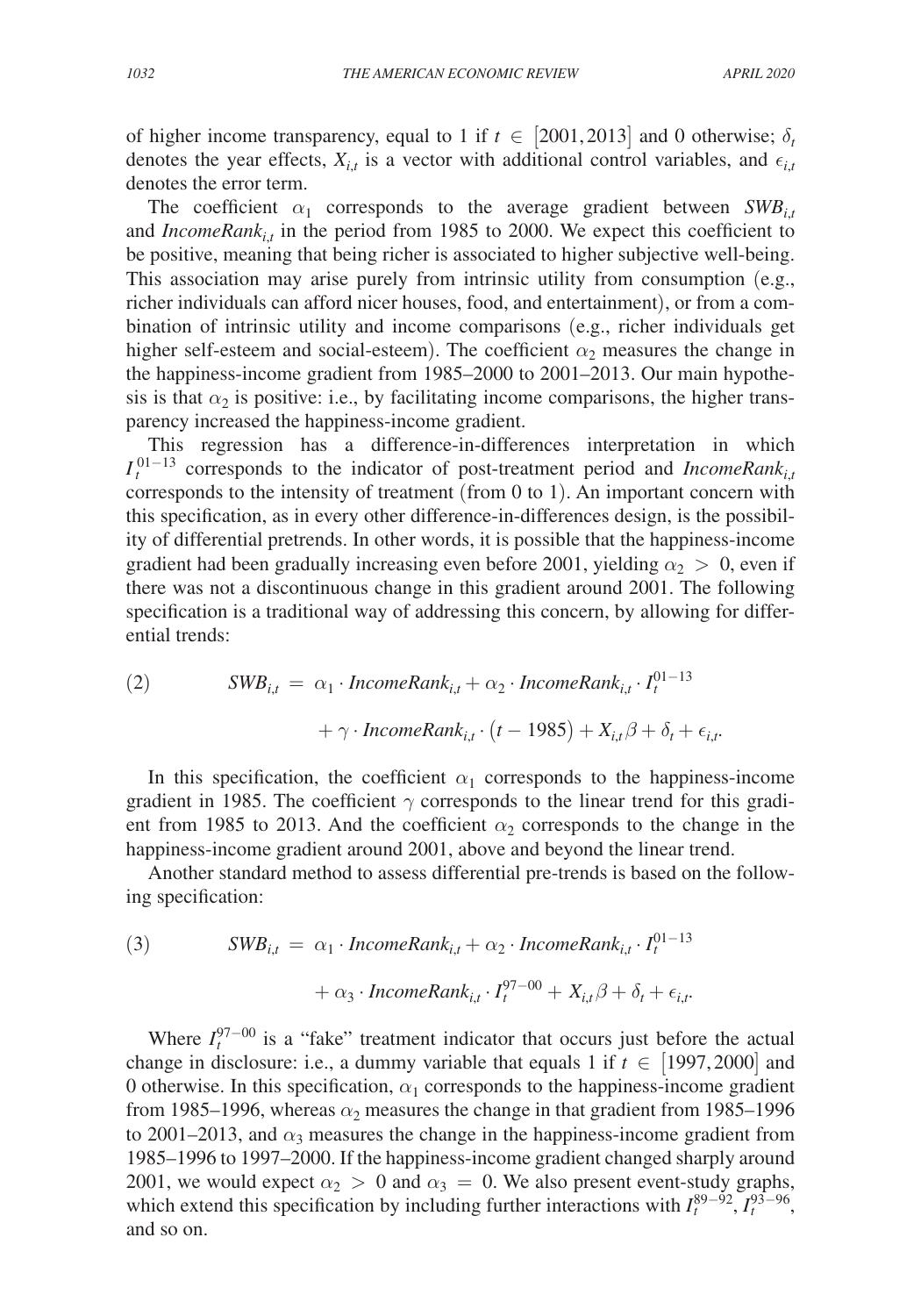of higher income transparency, equal to 1 if $t \in [2001, 2013]$ and 0 otherwise; $\delta_t$ denotes the year effects, $X_{i,t}$ is a vector with additional control variables, and $\epsilon_{i,t}$ denotes the error term.

The coefficient $\alpha_1$ corresponds to the average gradient between $SWB_{i,t}$ and $IncomeRank_{i,t}$ in the period from 1985 to 2000. We expect this coefficient to be positive, meaning that being richer is associated to higher subjective well-being. This association may arise purely from intrinsic utility from consumption (e.g., richer individuals can afford nicer houses, food, and entertainment), or from a combination of intrinsic utility and income comparisons (e.g., richer individuals get higher self-esteem and social-esteem). The coefficient $\alpha_2$ measures the change in the happiness-income gradient from 1985–2000 to 2001–2013. Our main hypothesis is that $\alpha_2$ is positive: i.e., by facilitating income comparisons, the higher transparency increased the happiness-income gradient.

This regression has a difference-in-differences interpretation in which $I_t^{01-13}$ corresponds to the indicator of post-treatment period and $IncomeRank_{i,t}$ corresponds to the intensity of treatment (from 0 to 1). An important concern with this specification, as in every other difference-in-differences design, is the possibility of differential pretrends. In other words, it is possible that the happiness-income gradient had been gradually increasing even before 2001, yielding $\alpha_2 > 0$, even if there was not a discontinuous change in this gradient around 2001. The following specification is a traditional way of addressing this concern, by allowing for differential trends:

$$(2) \qquad SWB_{i,t} = \alpha_1 \cdot IncomeRank_{i,t} + \alpha_2 \cdot IncomeRank_{i,t} \cdot I_t^{01-13} + \gamma \cdot IncomeRank_{i,t} \cdot (t - 1985) + X_{i,t}\beta + \delta_t + \epsilon_{i,t}.$$

In this specification, the coefficient $\alpha_1$ corresponds to the happiness-income gradient in 1985. The coefficient $\gamma$ corresponds to the linear trend for this gradient from 1985 to 2013. And the coefficient $\alpha_2$ corresponds to the change in the happiness-income gradient around 2001, above and beyond the linear trend.

Another standard method to assess differential pre-trends is based on the following specification:

$$(3) \qquad SWB_{i,t} = \alpha_1 \cdot IncomeRank_{i,t} + \alpha_2 \cdot IncomeRank_{i,t} \cdot I_t^{01-13} + \alpha_3 \cdot IncomeRank_{i,t} \cdot I_t^{97-00} + X_{i,t}\beta + \delta_t + \epsilon_{i,t}.$$

Where $I_t^{97-00}$ is a "fake" treatment indicator that occurs just before the actual change in disclosure: i.e., a dummy variable that equals 1 if $t \in [1997, 2000]$ and 0 otherwise. In this specification, $\alpha_1$ corresponds to the happiness-income gradient from 1985–1996, whereas $\alpha_2$ measures the change in that gradient from 1985–1996 to 2001–2013, and $\alpha_3$ measures the change in the happiness-income gradient from 1985–1996 to 1997–2000. If the happiness-income gradient changed sharply around 2001, we would expect $\alpha_2 > 0$ and $\alpha_3 = 0$. We also present event-study graphs, which extend this specification by including further interactions with $I_t^{89-92}$, $I_t^{93-96}$, and so on.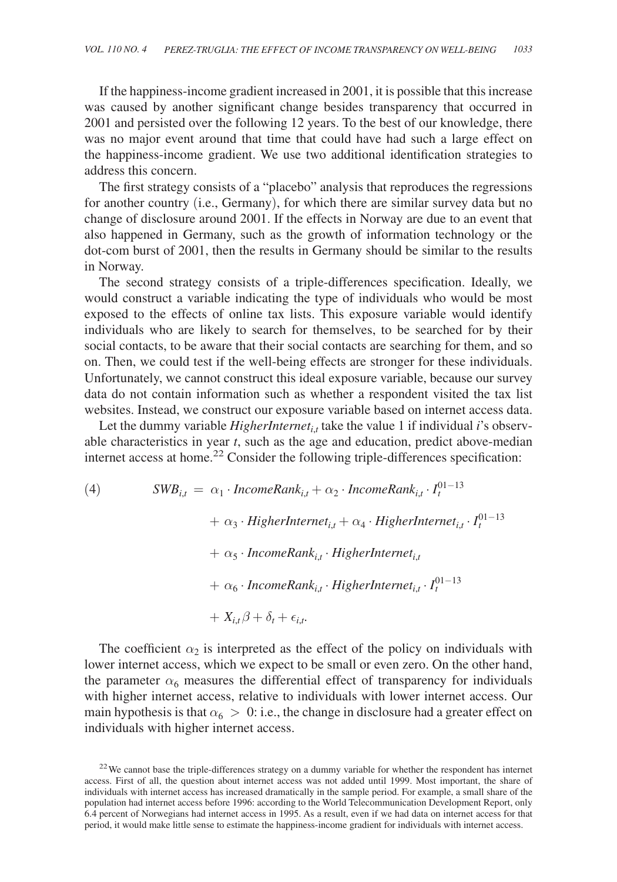If the happiness-income gradient increased in 2001, it is possible that this increase was caused by another significant change besides transparency that occurred in 2001 and persisted over the following 12 years. To the best of our knowledge, there was no major event around that time that could have had such a large effect on the happiness-income gradient. We use two additional identification strategies to address this concern.

The first strategy consists of a "placebo" analysis that reproduces the regressions for another country (i.e., Germany), for which there are similar survey data but no change of disclosure around 2001. If the effects in Norway are due to an event that also happened in Germany, such as the growth of information technology or the dot-com burst of 2001, then the results in Germany should be similar to the results in Norway.

The second strategy consists of a triple-differences specification. Ideally, we would construct a variable indicating the type of individuals who would be most exposed to the effects of online tax lists. This exposure variable would identify individuals who are likely to search for themselves, to be searched for by their social contacts, to be aware that their social contacts are searching for them, and so on. Then, we could test if the well-being effects are stronger for these individuals. Unfortunately, we cannot construct this ideal exposure variable, because our survey data do not contain information such as whether a respondent visited the tax list websites. Instead, we construct our exposure variable based on internet access data.

Let the dummy variable $HigherInternet_{i,t}$ take the value 1 if individual $i$'s observable characteristics in year $t$, such as the age and education, predict above-median internet access at home.[22] Consider the following triple-differences specification:

$$
\begin{aligned}
(4) \qquad SWB_{i,t} = {} & \alpha_1 \cdot IncomeRank_{i,t} + \alpha_2 \cdot IncomeRank_{i,t} \cdot I_t^{01-13} \\
& + \alpha_3 \cdot HigherInternet_{i,t} + \alpha_4 \cdot HigherInternet_{i,t} \cdot I_t^{01-13} \\
& + \alpha_5 \cdot IncomeRank_{i,t} \cdot HigherInternet_{i,t} \\
& + \alpha_6 \cdot IncomeRank_{i,t} \cdot HigherInternet_{i,t} \cdot I_t^{01-13} \\
& + X_{i,t}\beta + \delta_t + \epsilon_{i,t}.
\end{aligned}
$$

The coefficient $\alpha_2$ is interpreted as the effect of the policy on individuals with lower internet access, which we expect to be small or even zero. On the other hand, the parameter $\alpha_6$ measures the differential effect of transparency for individuals with higher internet access, relative to individuals with lower internet access. Our main hypothesis is that $\alpha_6 > 0$: i.e., the change in disclosure had a greater effect on individuals with higher internet access.

[22] We cannot base the triple-differences strategy on a dummy variable for whether the respondent has internet access. First of all, the question about internet access was not added until 1999. Most important, the share of individuals with internet access has increased dramatically in the sample period. For example, a small share of the population had internet access before 1996: according to the World Telecommunication Development Report, only 6.4 percent of Norwegians had internet access in 1995. As a result, even if we had data on internet access for that period, it would make little sense to estimate the happiness-income gradient for individuals with internet access.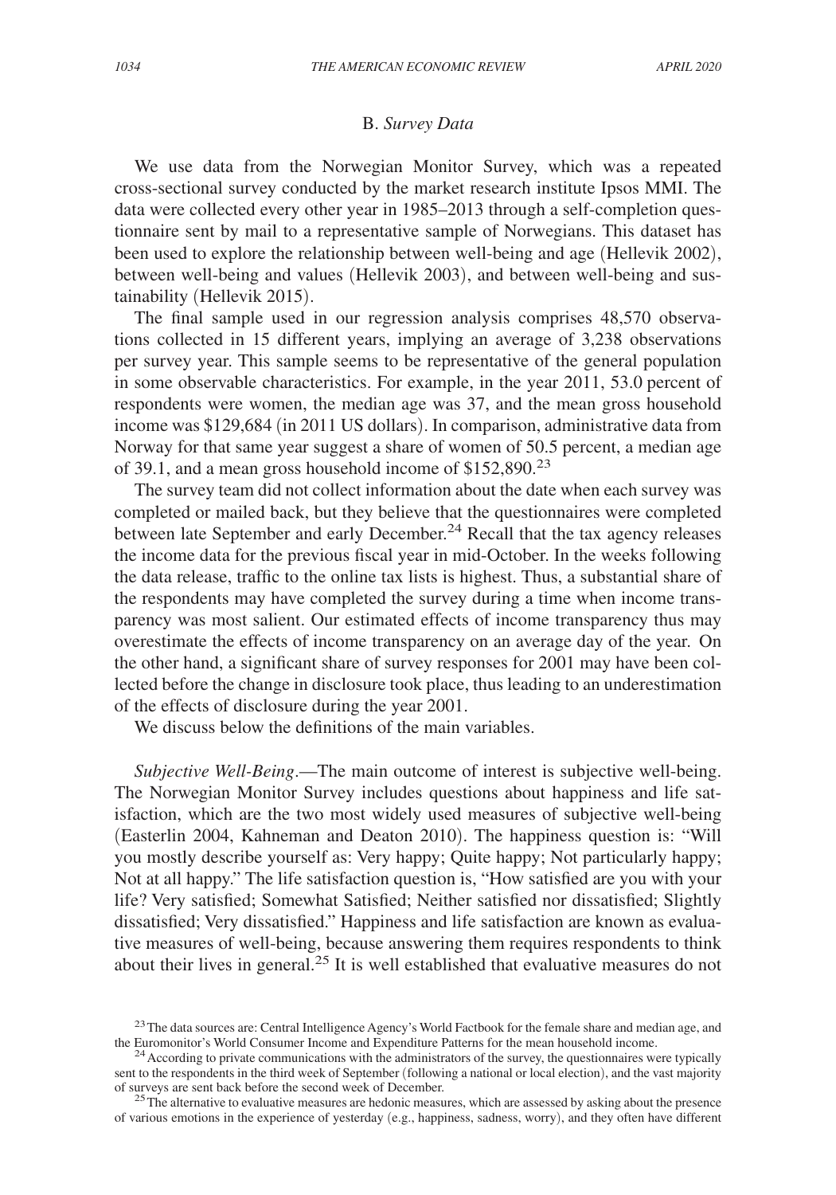### B. *Survey Data*

We use data from the Norwegian Monitor Survey, which was a repeated cross-sectional survey conducted by the market research institute Ipsos MMI. The data were collected every other year in 1985–2013 through a self-completion questionnaire sent by mail to a representative sample of Norwegians. This dataset has been used to explore the relationship between well-being and age (Hellevik 2002), between well-being and values (Hellevik 2003), and between well-being and sustainability (Hellevik 2015).

The final sample used in our regression analysis comprises 48,570 observations collected in 15 different years, implying an average of 3,238 observations per survey year. This sample seems to be representative of the general population in some observable characteristics. For example, in the year 2011, 53.0 percent of respondents were women, the median age was 37, and the mean gross household income was \$129,684 (in 2011 US dollars). In comparison, administrative data from Norway for that same year suggest a share of women of 50.5 percent, a median age of 39.1, and a mean gross household income of \$152,890.[23]

The survey team did not collect information about the date when each survey was completed or mailed back, but they believe that the questionnaires were completed between late September and early December.[24] Recall that the tax agency releases the income data for the previous fiscal year in mid-October. In the weeks following the data release, traffic to the online tax lists is highest. Thus, a substantial share of the respondents may have completed the survey during a time when income transparency was most salient. Our estimated effects of income transparency thus may overestimate the effects of income transparency on an average day of the year. On the other hand, a significant share of survey responses for 2001 may have been collected before the change in disclosure took place, thus leading to an underestimation of the effects of disclosure during the year 2001.

We discuss below the definitions of the main variables.

*Subjective Well-Being*.—The main outcome of interest is subjective well-being. The Norwegian Monitor Survey includes questions about happiness and life satisfaction, which are the two most widely used measures of subjective well-being (Easterlin 2004, Kahneman and Deaton 2010). The happiness question is: "Will you mostly describe yourself as: Very happy; Quite happy; Not particularly happy; Not at all happy." The life satisfaction question is, "How satisfied are you with your life? Very satisfied; Somewhat Satisfied; Neither satisfied nor dissatisfied; Slightly dissatisfied; Very dissatisfied." Happiness and life satisfaction are known as evaluative measures of well-being, because answering them requires respondents to think about their lives in general.[25] It is well established that evaluative measures do not

[23] The data sources are: Central Intelligence Agency's World Factbook for the female share and median age, and the Euromonitor's World Consumer Income and Expenditure Patterns for the mean household income.

[24] According to private communications with the administrators of the survey, the questionnaires were typically sent to the respondents in the third week of September (following a national or local election), and the vast majority of surveys are sent back before the second week of December.

[25] The alternative to evaluative measures are hedonic measures, which are assessed by asking about the presence of various emotions in the experience of yesterday (e.g., happiness, sadness, worry), and they often have different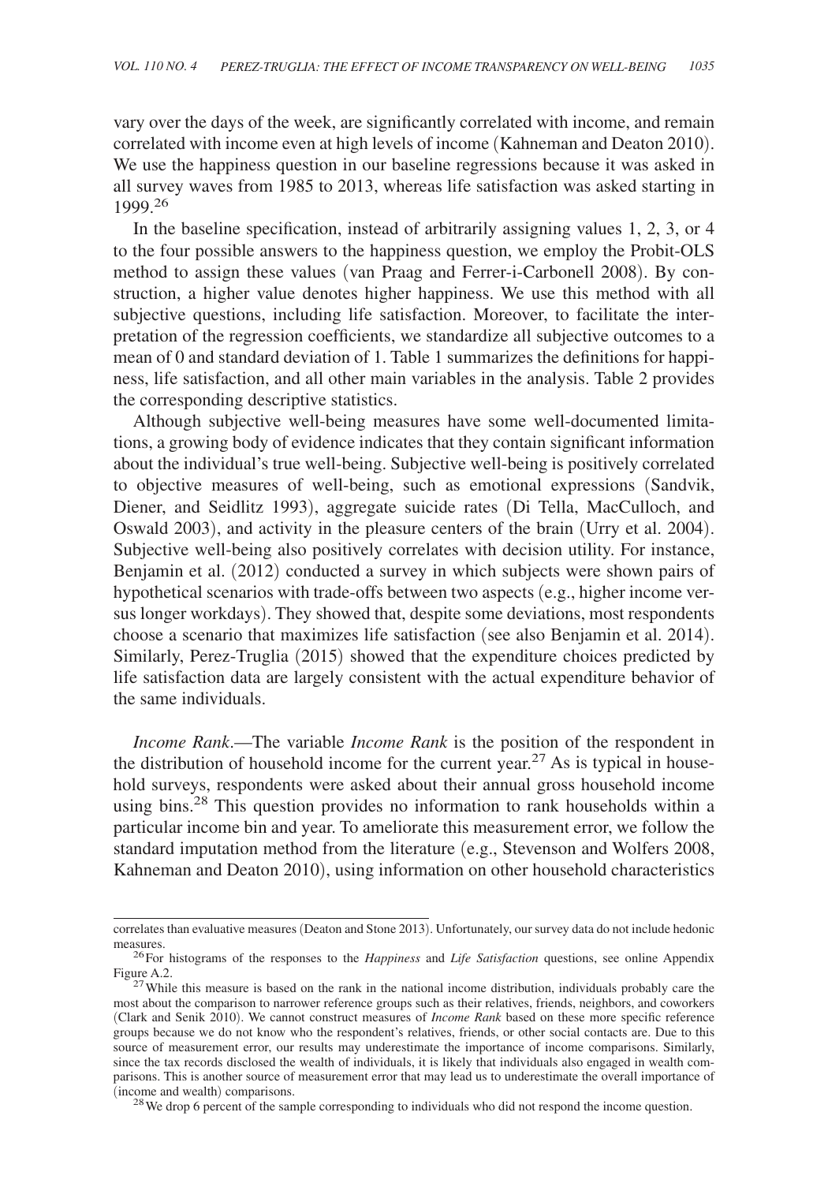vary over the days of the week, are significantly correlated with income, and remain correlated with income even at high levels of income (Kahneman and Deaton 2010). We use the happiness question in our baseline regressions because it was asked in all survey waves from 1985 to 2013, whereas life satisfaction was asked starting in 1999.[26]

In the baseline specification, instead of arbitrarily assigning values 1, 2, 3, or 4 to the four possible answers to the happiness question, we employ the Probit-OLS method to assign these values (van Praag and Ferrer-i-Carbonell 2008). By construction, a higher value denotes higher happiness. We use this method with all subjective questions, including life satisfaction. Moreover, to facilitate the interpretation of the regression coefficients, we standardize all subjective outcomes to a mean of 0 and standard deviation of 1. Table 1 summarizes the definitions for happiness, life satisfaction, and all other main variables in the analysis. Table 2 provides the corresponding descriptive statistics.

Although subjective well-being measures have some well-documented limitations, a growing body of evidence indicates that they contain significant information about the individual's true well-being. Subjective well-being is positively correlated to objective measures of well-being, such as emotional expressions (Sandvik, Diener, and Seidlitz 1993), aggregate suicide rates (Di Tella, MacCulloch, and Oswald 2003), and activity in the pleasure centers of the brain (Urry et al. 2004). Subjective well-being also positively correlates with decision utility. For instance, Benjamin et al. (2012) conducted a survey in which subjects were shown pairs of hypothetical scenarios with trade-offs between two aspects (e.g., higher income versus longer workdays). They showed that, despite some deviations, most respondents choose a scenario that maximizes life satisfaction (see also Benjamin et al. 2014). Similarly, Perez-Truglia (2015) showed that the expenditure choices predicted by life satisfaction data are largely consistent with the actual expenditure behavior of the same individuals.

*Income Rank*.—The variable *Income Rank* is the position of the respondent in the distribution of household income for the current year.[27] As is typical in household surveys, respondents were asked about their annual gross household income using bins.[28] This question provides no information to rank households within a particular income bin and year. To ameliorate this measurement error, we follow the standard imputation method from the literature (e.g., Stevenson and Wolfers 2008, Kahneman and Deaton 2010), using information on other household characteristics

---

correlates than evaluative measures (Deaton and Stone 2013). Unfortunately, our survey data do not include hedonic measures.

[26] For histograms of the responses to the *Happiness* and *Life Satisfaction* questions, see online Appendix Figure A.2.

[27] While this measure is based on the rank in the national income distribution, individuals probably care the most about the comparison to narrower reference groups such as their relatives, friends, neighbors, and coworkers (Clark and Senik 2010). We cannot construct measures of *Income Rank* based on these more specific reference groups because we do not know who the respondent's relatives, friends, or other social contacts are. Due to this source of measurement error, our results may underestimate the importance of income comparisons. Similarly, since the tax records disclosed the wealth of individuals, it is likely that individuals also engaged in wealth comparisons. This is another source of measurement error that may lead us to underestimate the overall importance of (income and wealth) comparisons.

[28] We drop 6 percent of the sample corresponding to individuals who did not respond the income question.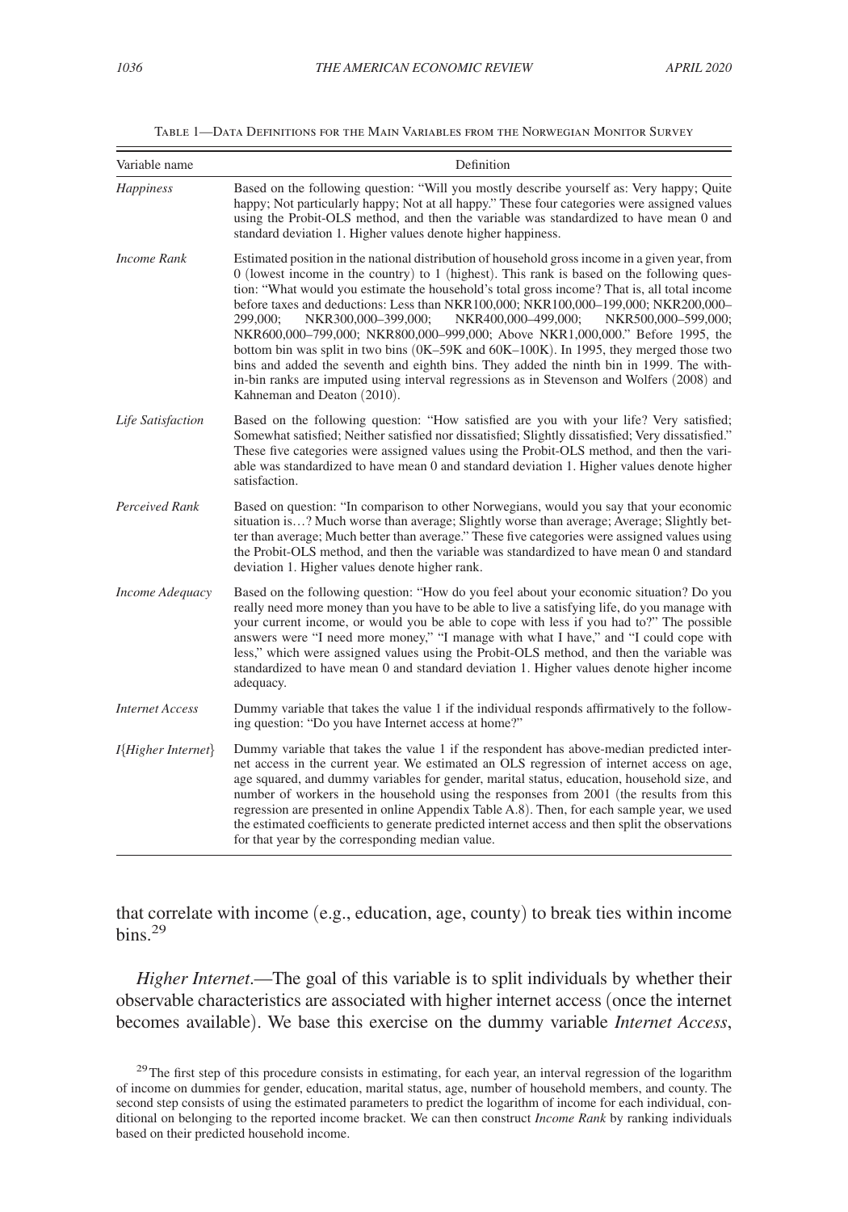Table 1—Data Definitions for the Main Variables from the Norwegian Monitor Survey

| Variable name | Definition |
|---|---|
| *Happiness* | Based on the following question: "Will you mostly describe yourself as: Very happy; Quite happy; Not particularly happy; Not at all happy." These four categories were assigned values using the Probit-OLS method, and then the variable was standardized to have mean 0 and standard deviation 1. Higher values denote higher happiness. |
| *Income Rank* | Estimated position in the national distribution of household gross income in a given year, from 0 (lowest income in the country) to 1 (highest). This rank is based on the following question: "What would you estimate the household's total gross income? That is, all total income before taxes and deductions: Less than NKR100,000; NKR100,000–199,000; NKR200,000–299,000; NKR300,000–399,000; NKR400,000–499,000; NKR500,000–599,000; NKR600,000–799,000; NKR800,000–999,000; Above NKR1,000,000." Before 1995, the bottom bin was split in two bins (0K–59K and 60K–100K). In 1995, they merged those two bins and added the seventh and eighth bins. They added the ninth bin in 1999. The within-bin ranks are imputed using interval regressions as in Stevenson and Wolfers (2008) and Kahneman and Deaton (2010). |
| *Life Satisfaction* | Based on the following question: "How satisfied are you with your life? Very satisfied; Somewhat satisfied; Neither satisfied nor dissatisfied; Slightly dissatisfied; Very dissatisfied." These five categories were assigned values using the Probit-OLS method, and then the variable was standardized to have mean 0 and standard deviation 1. Higher values denote higher satisfaction. |
| *Perceived Rank* | Based on question: "In comparison to other Norwegians, would you say that your economic situation is…? Much worse than average; Slightly worse than average; Average; Slightly better than average; Much better than average." These five categories were assigned values using the Probit-OLS method, and then the variable was standardized to have mean 0 and standard deviation 1. Higher values denote higher rank. |
| *Income Adequacy* | Based on the following question: "How do you feel about your economic situation? Do you really need more money than you have to be able to live a satisfying life, do you manage with your current income, or would you be able to cope with less if you had to?" The possible answers were "I need more money," "I manage with what I have," and "I could cope with less," which were assigned values using the Probit-OLS method, and then the variable was standardized to have mean 0 and standard deviation 1. Higher values denote higher income adequacy. |
| *Internet Access* | Dummy variable that takes the value 1 if the individual responds affirmatively to the following question: "Do you have Internet access at home?" |
| *I{Higher Internet}* | Dummy variable that takes the value 1 if the respondent has above-median predicted internet access in the current year. We estimated an OLS regression of internet access on age, age squared, and dummy variables for gender, marital status, education, household size, and number of workers in the household using the responses from 2001 (the results from this regression are presented in online Appendix Table A.8). Then, for each sample year, we used the estimated coefficients to generate predicted internet access and then split the observations for that year by the corresponding median value. |

that correlate with income (e.g., education, age, county) to break ties within income bins.[29]

*Higher Internet*.—The goal of this variable is to split individuals by whether their observable characteristics are associated with higher internet access (once the internet becomes available). We base this exercise on the dummy variable *Internet Access*,

[29] The first step of this procedure consists in estimating, for each year, an interval regression of the logarithm of income on dummies for gender, education, marital status, age, number of household members, and county. The second step consists of using the estimated parameters to predict the logarithm of income for each individual, conditional on belonging to the reported income bracket. We can then construct *Income Rank* by ranking individuals based on their predicted household income.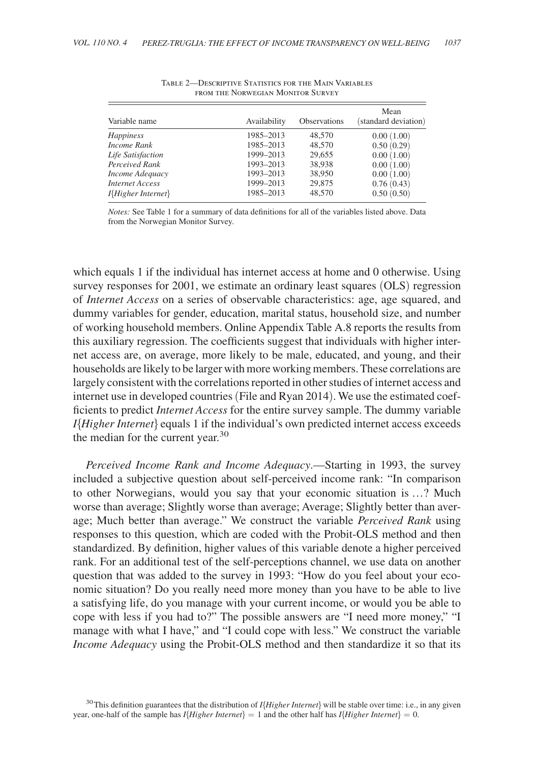Table 2—Descriptive Statistics for the Main Variables from the Norwegian Monitor Survey

| Variable name | Availability | Observations | Mean (standard deviation) |
|---|---|---|---|
| *Happiness* | 1985–2013 | 48,570 | 0.00 (1.00) |
| *Income Rank* | 1985–2013 | 48,570 | 0.50 (0.29) |
| *Life Satisfaction* | 1999–2013 | 29,655 | 0.00 (1.00) |
| *Perceived Rank* | 1993–2013 | 38,938 | 0.00 (1.00) |
| *Income Adequacy* | 1993–2013 | 38,950 | 0.00 (1.00) |
| *Internet Access* | 1999–2013 | 29,875 | 0.76 (0.43) |
| *I{Higher Internet}* | 1985–2013 | 48,570 | 0.50 (0.50) |

*Notes:* See Table 1 for a summary of data definitions for all of the variables listed above. Data from the Norwegian Monitor Survey.

which equals 1 if the individual has internet access at home and 0 otherwise. Using survey responses for 2001, we estimate an ordinary least squares (OLS) regression of *Internet Access* on a series of observable characteristics: age, age squared, and dummy variables for gender, education, marital status, household size, and number of working household members. Online Appendix Table A.8 reports the results from this auxiliary regression. The coefficients suggest that individuals with higher internet access are, on average, more likely to be male, educated, and young, and their households are likely to be larger with more working members. These correlations are largely consistent with the correlations reported in other studies of internet access and internet use in developed countries (File and Ryan 2014). We use the estimated coefficients to predict *Internet Access* for the entire survey sample. The dummy variable *I{Higher Internet}* equals 1 if the individual's own predicted internet access exceeds the median for the current year.[30]

*Perceived Income Rank and Income Adequacy*.—Starting in 1993, the survey included a subjective question about self-perceived income rank: "In comparison to other Norwegians, would you say that your economic situation is …? Much worse than average; Slightly worse than average; Average; Slightly better than average; Much better than average." We construct the variable *Perceived Rank* using responses to this question, which are coded with the Probit-OLS method and then standardized. By definition, higher values of this variable denote a higher perceived rank. For an additional test of the self-perceptions channel, we use data on another question that was added to the survey in 1993: "How do you feel about your economic situation? Do you really need more money than you have to be able to live a satisfying life, do you manage with your current income, or would you be able to cope with less if you had to?" The possible answers are "I need more money," "I manage with what I have," and "I could cope with less." We construct the variable *Income Adequacy* using the Probit-OLS method and then standardize it so that its

[30] This definition guarantees that the distribution of *I{Higher Internet}* will be stable over time: i.e., in any given year, one-half of the sample has *I{Higher Internet}* $= 1$ and the other half has *I{Higher Internet}* $= 0$.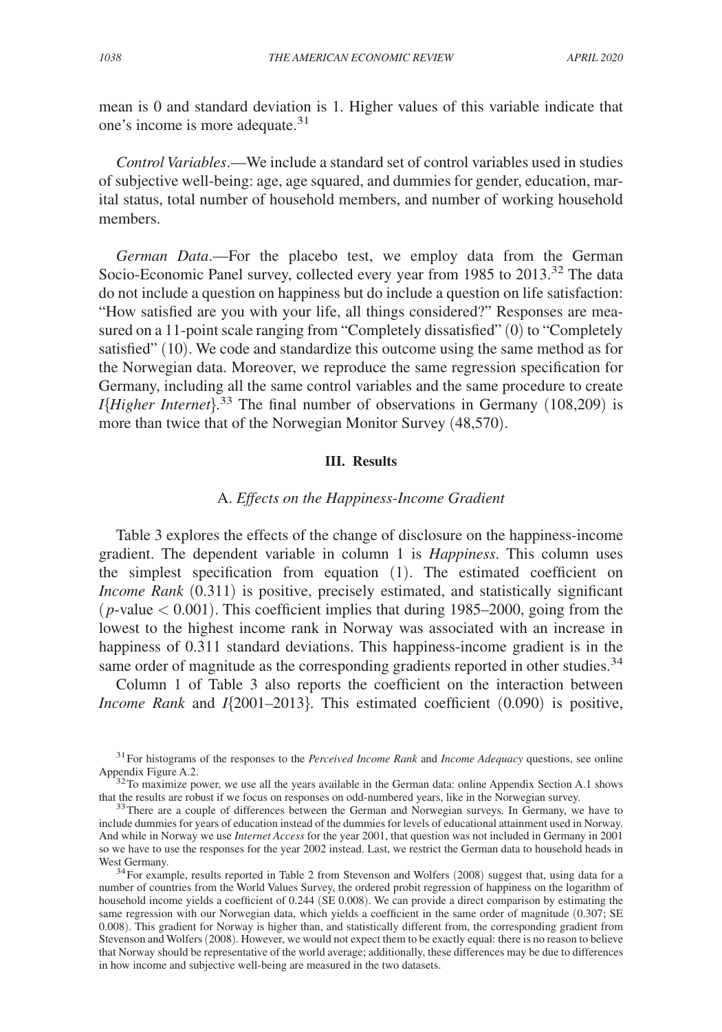mean is 0 and standard deviation is 1. Higher values of this variable indicate that one's income is more adequate.[31]

*Control Variables*.—We include a standard set of control variables used in studies of subjective well-being: age, age squared, and dummies for gender, education, marital status, total number of household members, and number of working household members.

*German Data*.—For the placebo test, we employ data from the German Socio-Economic Panel survey, collected every year from 1985 to 2013.[32] The data do not include a question on happiness but do include a question on life satisfaction: "How satisfied are you with your life, all things considered?" Responses are measured on a 11-point scale ranging from "Completely dissatisfied" (0) to "Completely satisfied" (10). We code and standardize this outcome using the same method as for the Norwegian data. Moreover, we reproduce the same regression specification for Germany, including all the same control variables and the same procedure to create *I*{*Higher Internet*}.[33] The final number of observations in Germany (108,209) is more than twice that of the Norwegian Monitor Survey (48,570).

## III. Results

### A. *Effects on the Happiness-Income Gradient*

Table 3 explores the effects of the change of disclosure on the happiness-income gradient. The dependent variable in column 1 is *Happiness*. This column uses the simplest specification from equation (1). The estimated coefficient on *Income Rank* (0.311) is positive, precisely estimated, and statistically significant ($p$-value $< 0.001$). This coefficient implies that during 1985–2000, going from the lowest to the highest income rank in Norway was associated with an increase in happiness of 0.311 standard deviations. This happiness-income gradient is in the same order of magnitude as the corresponding gradients reported in other studies.[34]

Column 1 of Table 3 also reports the coefficient on the interaction between *Income Rank* and *I*{2001–2013}. This estimated coefficient (0.090) is positive,

[31] For histograms of the responses to the *Perceived Income Rank* and *Income Adequacy* questions, see online Appendix Figure A.2.

[32] To maximize power, we use all the years available in the German data: online Appendix Section A.1 shows that the results are robust if we focus on responses on odd-numbered years, like in the Norwegian survey.

[33] There are a couple of differences between the German and Norwegian surveys. In Germany, we have to include dummies for years of education instead of the dummies for levels of educational attainment used in Norway. And while in Norway we use *Internet Access* for the year 2001, that question was not included in Germany in 2001 so we have to use the responses for the year 2002 instead. Last, we restrict the German data to household heads in West Germany.

[34] For example, results reported in Table 2 from Stevenson and Wolfers (2008) suggest that, using data for a number of countries from the World Values Survey, the ordered probit regression of happiness on the logarithm of household income yields a coefficient of 0.244 (SE 0.008). We can provide a direct comparison by estimating the same regression with our Norwegian data, which yields a coefficient in the same order of magnitude (0.307; SE 0.008). This gradient for Norway is higher than, and statistically different from, the corresponding gradient from Stevenson and Wolfers (2008). However, we would not expect them to be exactly equal: there is no reason to believe that Norway should be representative of the world average; additionally, these differences may be due to differences in how income and subjective well-being are measured in the two datasets.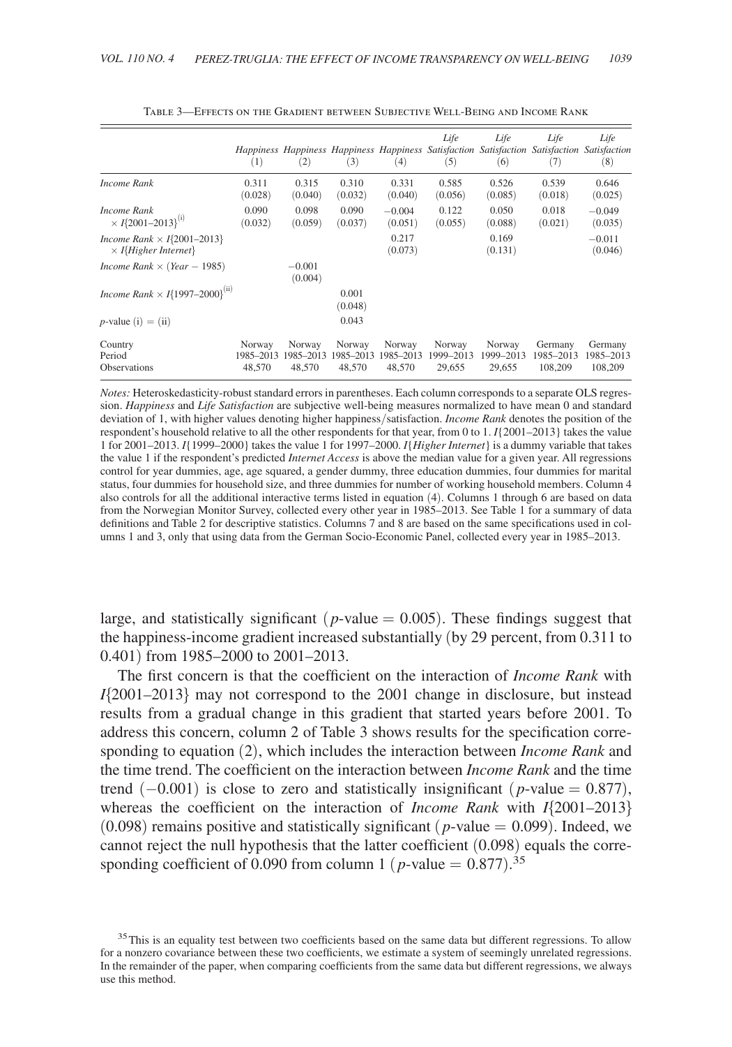Table 3—Effects on the Gradient between Subjective Well-Being and Income Rank

| | *Happiness* (1) | *Happiness* (2) | *Happiness* (3) | *Happiness* (4) | *Life Satisfaction* (5) | *Life Satisfaction* (6) | *Life Satisfaction* (7) | *Life Satisfaction* (8) |
|---|---|---|---|---|---|---|---|---|
| *Income Rank* | 0.311 | 0.315 | 0.310 | 0.331 | 0.585 | 0.526 | 0.539 | 0.646 |
| | (0.028) | (0.040) | (0.032) | (0.040) | (0.056) | (0.085) | (0.018) | (0.025) |
| *Income Rank* $\times$ $I\{2001\text{–}2013\}^{(i)}$ | 0.090 | 0.098 | 0.090 | −0.004 | 0.122 | 0.050 | 0.018 | −0.049 |
| | (0.032) | (0.059) | (0.037) | (0.051) | (0.055) | (0.088) | (0.021) | (0.035) |
| *Income Rank* $\times$ $I\{2001\text{–}2013\}$ $\times$ $I\{$*Higher Internet*$\}$ | | | | 0.217 | | 0.169 | | −0.011 |
| | | | | (0.073) | | (0.131) | | (0.046) |
| *Income Rank* $\times$ (*Year* − 1985) | | −0.001 | | | | | | |
| | | (0.004) | | | | | | |
| *Income Rank* $\times$ $I\{1997\text{–}2000\}^{(ii)}$ | | | 0.001 | | | | | |
| | | | (0.048) | | | | | |
| $p$-value (i) = (ii) | | | 0.043 | | | | | |
| Country | Norway | Norway | Norway | Norway | Norway | Norway | Germany | Germany |
| Period | 1985–2013 | 1985–2013 | 1985–2013 | 1985–2013 | 1999–2013 | 1999–2013 | 1985–2013 | 1985–2013 |
| Observations | 48,570 | 48,570 | 48,570 | 48,570 | 29,655 | 29,655 | 108,209 | 108,209 |

*Notes:* Heteroskedasticity-robust standard errors in parentheses. Each column corresponds to a separate OLS regression. *Happiness* and *Life Satisfaction* are subjective well-being measures normalized to have mean 0 and standard deviation of 1, with higher values denoting higher happiness/satisfaction. *Income Rank* denotes the position of the respondent's household relative to all the other respondents for that year, from 0 to 1. $I\{2001\text{–}2013\}$ takes the value 1 for 2001–2013. $I\{1999\text{–}2000\}$ takes the value 1 for 1997–2000. $I\{$*Higher Internet*$\}$ is a dummy variable that takes the value 1 if the respondent's predicted *Internet Access* is above the median value for a given year. All regressions control for year dummies, age, age squared, a gender dummy, three education dummies, four dummies for marital status, four dummies for household size, and three dummies for number of working household members. Column 4 also controls for all the additional interactive terms listed in equation (4). Columns 1 through 6 are based on data from the Norwegian Monitor Survey, collected every other year in 1985–2013. See Table 1 for a summary of data definitions and Table 2 for descriptive statistics. Columns 7 and 8 are based on the same specifications used in columns 1 and 3, only that using data from the German Socio-Economic Panel, collected every year in 1985–2013.

large, and statistically significant ($p$-value = 0.005). These findings suggest that the happiness-income gradient increased substantially (by 29 percent, from 0.311 to 0.401) from 1985–2000 to 2001–2013.

The first concern is that the coefficient on the interaction of *Income Rank* with $I\{2001\text{–}2013\}$ may not correspond to the 2001 change in disclosure, but instead results from a gradual change in this gradient that started years before 2001. To address this concern, column 2 of Table 3 shows results for the specification corresponding to equation (2), which includes the interaction between *Income Rank* and the time trend. The coefficient on the interaction between *Income Rank* and the time trend (−0.001) is close to zero and statistically insignificant ($p$-value = 0.877), whereas the coefficient on the interaction of *Income Rank* with $I\{2001\text{–}2013\}$ (0.098) remains positive and statistically significant ($p$-value = 0.099). Indeed, we cannot reject the null hypothesis that the latter coefficient (0.098) equals the corresponding coefficient of 0.090 from column 1 ($p$-value = 0.877).[35]

[35] This is an equality test between two coefficients based on the same data but different regressions. To allow for a nonzero covariance between these two coefficients, we estimate a system of seemingly unrelated regressions. In the remainder of the paper, when comparing coefficients from the same data but different regressions, we always use this method.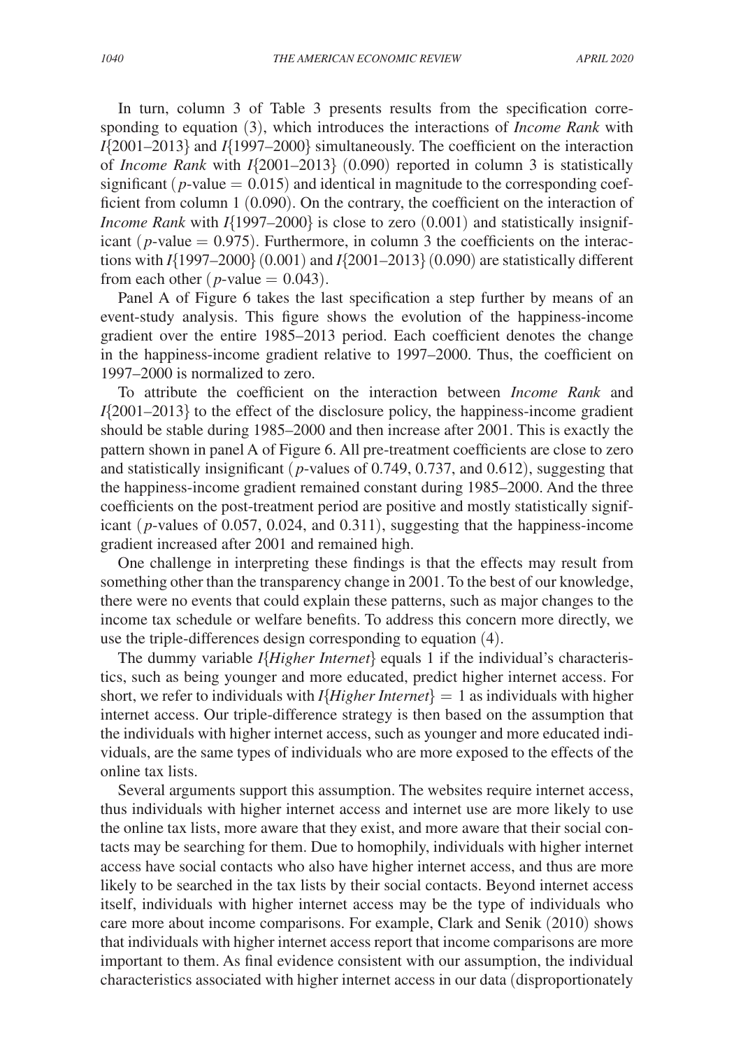In turn, column 3 of Table 3 presents results from the specification corresponding to equation (3), which introduces the interactions of *Income Rank* with *I*{2001–2013} and *I*{1997–2000} simultaneously. The coefficient on the interaction of *Income Rank* with *I*{2001–2013} (0.090) reported in column 3 is statistically significant ($p$-value $= 0.015$) and identical in magnitude to the corresponding coefficient from column 1 (0.090). On the contrary, the coefficient on the interaction of *Income Rank* with *I*{1997–2000} is close to zero (0.001) and statistically insignificant ($p$-value $= 0.975$). Furthermore, in column 3 the coefficients on the interactions with *I*{1997–2000} (0.001) and *I*{2001–2013} (0.090) are statistically different from each other ($p$-value $= 0.043$).

Panel A of Figure 6 takes the last specification a step further by means of an event-study analysis. This figure shows the evolution of the happiness-income gradient over the entire 1985–2013 period. Each coefficient denotes the change in the happiness-income gradient relative to 1997–2000. Thus, the coefficient on 1997–2000 is normalized to zero.

To attribute the coefficient on the interaction between *Income Rank* and *I*{2001–2013} to the effect of the disclosure policy, the happiness-income gradient should be stable during 1985–2000 and then increase after 2001. This is exactly the pattern shown in panel A of Figure 6. All pre-treatment coefficients are close to zero and statistically insignificant ($p$-values of 0.749, 0.737, and 0.612), suggesting that the happiness-income gradient remained constant during 1985–2000. And the three coefficients on the post-treatment period are positive and mostly statistically significant ($p$-values of 0.057, 0.024, and 0.311), suggesting that the happiness-income gradient increased after 2001 and remained high.

One challenge in interpreting these findings is that the effects may result from something other than the transparency change in 2001. To the best of our knowledge, there were no events that could explain these patterns, such as major changes to the income tax schedule or welfare benefits. To address this concern more directly, we use the triple-differences design corresponding to equation (4).

The dummy variable *I*{*Higher Internet*} equals 1 if the individual's characteristics, such as being younger and more educated, predict higher internet access. For short, we refer to individuals with *I*{*Higher Internet*} $= 1$ as individuals with higher internet access. Our triple-difference strategy is then based on the assumption that the individuals with higher internet access, such as younger and more educated individuals, are the same types of individuals who are more exposed to the effects of the online tax lists.

Several arguments support this assumption. The websites require internet access, thus individuals with higher internet access and internet use are more likely to use the online tax lists, more aware that they exist, and more aware that their social contacts may be searching for them. Due to homophily, individuals with higher internet access have social contacts who also have higher internet access, and thus are more likely to be searched in the tax lists by their social contacts. Beyond internet access itself, individuals with higher internet access may be the type of individuals who care more about income comparisons. For example, Clark and Senik (2010) shows that individuals with higher internet access report that income comparisons are more important to them. As final evidence consistent with our assumption, the individual characteristics associated with higher internet access in our data (disproportionately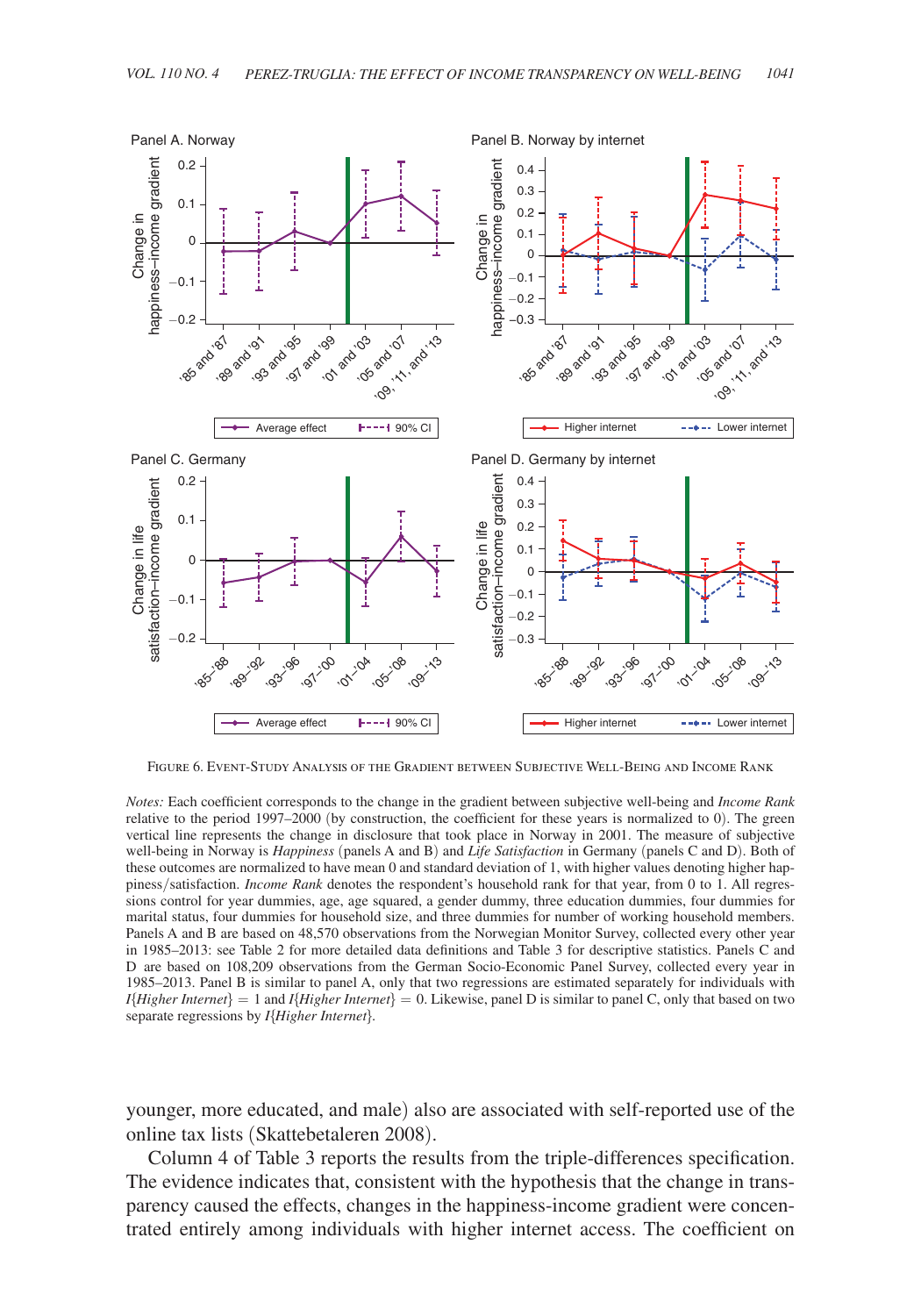FIGURE 6. EVENT-STUDY ANALYSIS OF THE GRADIENT BETWEEN SUBJECTIVE WELL-BEING AND INCOME RANK

*Notes:* Each coefficient corresponds to the change in the gradient between subjective well-being and *Income Rank* relative to the period 1997–2000 (by construction, the coefficient for these years is normalized to 0). The green vertical line represents the change in disclosure that took place in Norway in 2001. The measure of subjective well-being in Norway is *Happiness* (panels A and B) and *Life Satisfaction* in Germany (panels C and D). Both of these outcomes are normalized to have mean 0 and standard deviation of 1, with higher values denoting higher happiness/satisfaction. *Income Rank* denotes the respondent's household rank for that year, from 0 to 1. All regressions control for year dummies, age, age squared, a gender dummy, three education dummies, four dummies for marital status, four dummies for household size, and three dummies for number of working household members. Panels A and B are based on 48,570 observations from the Norwegian Monitor Survey, collected every other year in 1985–2013: see Table 2 for more detailed data definitions and Table 3 for descriptive statistics. Panels C and D are based on 108,209 observations from the German Socio-Economic Panel Survey, collected every year in 1985–2013. Panel B is similar to panel A, only that two regressions are estimated separately for individuals with $I\{Higher\ Internet\} = 1$ and $I\{Higher\ Internet\} = 0$. Likewise, panel D is similar to panel C, only that based on two separate regressions by $I\{Higher\ Internet\}$.

younger, more educated, and male) also are associated with self-reported use of the online tax lists (Skattebetaleren 2008).

Column 4 of Table 3 reports the results from the triple-differences specification. The evidence indicates that, consistent with the hypothesis that the change in transparency caused the effects, changes in the happiness-income gradient were concentrated entirely among individuals with higher internet access. The coefficient on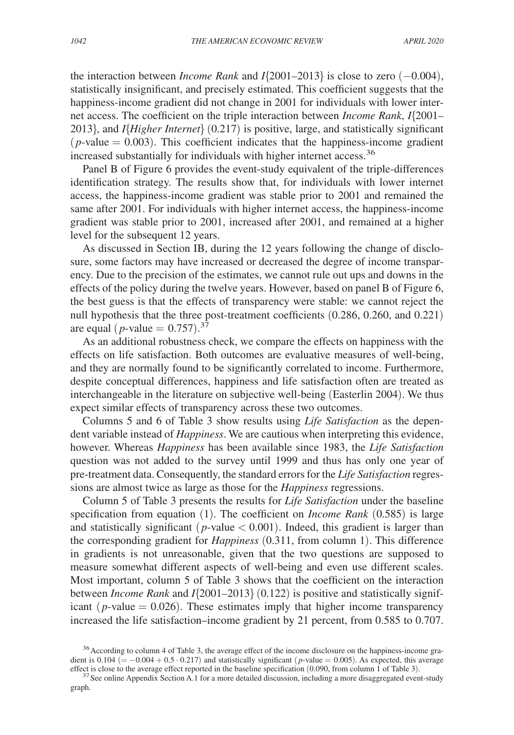the interaction between *Income Rank* and $I\{2001–2013\}$ is close to zero ($-0.004$), statistically insignificant, and precisely estimated. This coefficient suggests that the happiness-income gradient did not change in 2001 for individuals with lower internet access. The coefficient on the triple interaction between *Income Rank*, $I\{2001–2013\}$, and $I\{$*Higher Internet*$\}$ (0.217) is positive, large, and statistically significant ($p$-value $= 0.003$). This coefficient indicates that the happiness-income gradient increased substantially for individuals with higher internet access.[36]

Panel B of Figure 6 provides the event-study equivalent of the triple-differences identification strategy. The results show that, for individuals with lower internet access, the happiness-income gradient was stable prior to 2001 and remained the same after 2001. For individuals with higher internet access, the happiness-income gradient was stable prior to 2001, increased after 2001, and remained at a higher level for the subsequent 12 years.

As discussed in Section IB, during the 12 years following the change of disclosure, some factors may have increased or decreased the degree of income transparency. Due to the precision of the estimates, we cannot rule out ups and downs in the effects of the policy during the twelve years. However, based on panel B of Figure 6, the best guess is that the effects of transparency were stable: we cannot reject the null hypothesis that the three post-treatment coefficients (0.286, 0.260, and 0.221) are equal ($p$-value $= 0.757$).[37]

As an additional robustness check, we compare the effects on happiness with the effects on life satisfaction. Both outcomes are evaluative measures of well-being, and they are normally found to be significantly correlated to income. Furthermore, despite conceptual differences, happiness and life satisfaction often are treated as interchangeable in the literature on subjective well-being (Easterlin 2004). We thus expect similar effects of transparency across these two outcomes.

Columns 5 and 6 of Table 3 show results using *Life Satisfaction* as the dependent variable instead of *Happiness*. We are cautious when interpreting this evidence, however. Whereas *Happiness* has been available since 1983, the *Life Satisfaction* question was not added to the survey until 1999 and thus has only one year of pre-treatment data. Consequently, the standard errors for the *Life Satisfaction* regressions are almost twice as large as those for the *Happiness* regressions.

Column 5 of Table 3 presents the results for *Life Satisfaction* under the baseline specification from equation (1). The coefficient on *Income Rank* (0.585) is large and statistically significant ($p$-value $< 0.001$). Indeed, this gradient is larger than the corresponding gradient for *Happiness* (0.311, from column 1). This difference in gradients is not unreasonable, given that the two questions are supposed to measure somewhat different aspects of well-being and even use different scales. Most important, column 5 of Table 3 shows that the coefficient on the interaction between *Income Rank* and $I\{2001–2013\}$ (0.122) is positive and statistically significant ($p$-value $= 0.026$). These estimates imply that higher income transparency increased the life satisfaction–income gradient by 21 percent, from 0.585 to 0.707.

---

[36] According to column 4 of Table 3, the average effect of the income disclosure on the happiness-income gradient is 0.104 ($= -0.004 + 0.5 \cdot 0.217$) and statistically significant ($p$-value $= 0.005$). As expected, this average effect is close to the average effect reported in the baseline specification (0.090, from column 1 of Table 3).

[37] See online Appendix Section A.1 for a more detailed discussion, including a more disaggregated event-study graph.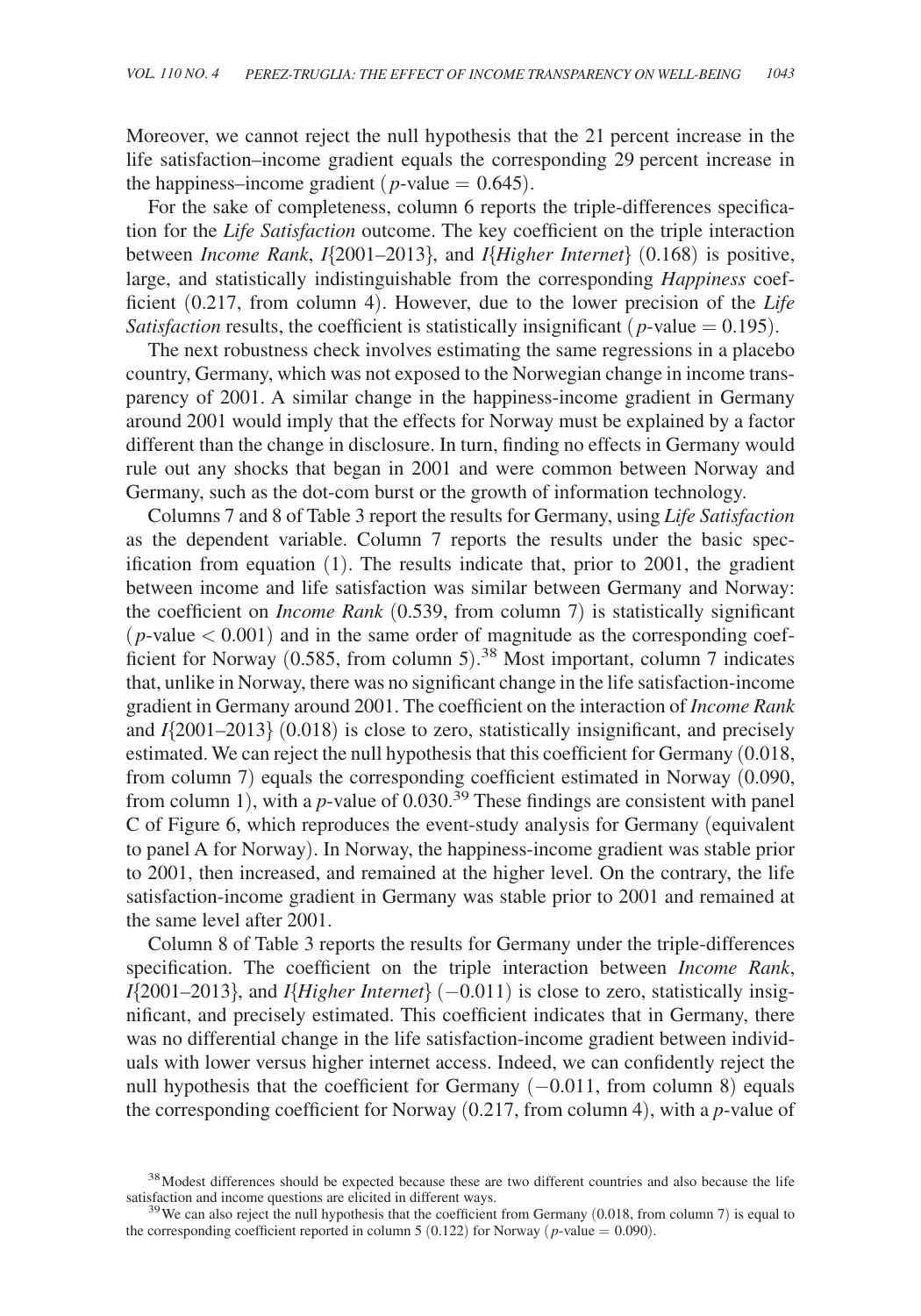Moreover, we cannot reject the null hypothesis that the 21 percent increase in the life satisfaction–income gradient equals the corresponding 29 percent increase in the happiness–income gradient ($p$-value $= 0.645$).

For the sake of completeness, column 6 reports the triple-differences specification for the *Life Satisfaction* outcome. The key coefficient on the triple interaction between *Income Rank*, *I*{2001–2013}, and *I*{*Higher Internet*} (0.168) is positive, large, and statistically indistinguishable from the corresponding *Happiness* coefficient (0.217, from column 4). However, due to the lower precision of the *Life Satisfaction* results, the coefficient is statistically insignificant ($p$-value $= 0.195$).

The next robustness check involves estimating the same regressions in a placebo country, Germany, which was not exposed to the Norwegian change in income transparency of 2001. A similar change in the happiness-income gradient in Germany around 2001 would imply that the effects for Norway must be explained by a factor different than the change in disclosure. In turn, finding no effects in Germany would rule out any shocks that began in 2001 and were common between Norway and Germany, such as the dot-com burst or the growth of information technology.

Columns 7 and 8 of Table 3 report the results for Germany, using *Life Satisfaction* as the dependent variable. Column 7 reports the results under the basic specification from equation (1). The results indicate that, prior to 2001, the gradient between income and life satisfaction was similar between Germany and Norway: the coefficient on *Income Rank* (0.539, from column 7) is statistically significant ($p$-value $< 0.001$) and in the same order of magnitude as the corresponding coefficient for Norway (0.585, from column 5).[38] Most important, column 7 indicates that, unlike in Norway, there was no significant change in the life satisfaction-income gradient in Germany around 2001. The coefficient on the interaction of *Income Rank* and *I*{2001–2013} (0.018) is close to zero, statistically insignificant, and precisely estimated. We can reject the null hypothesis that this coefficient for Germany (0.018, from column 7) equals the corresponding coefficient estimated in Norway (0.090, from column 1), with a $p$-value of 0.030.[39] These findings are consistent with panel C of Figure 6, which reproduces the event-study analysis for Germany (equivalent to panel A for Norway). In Norway, the happiness-income gradient was stable prior to 2001, then increased, and remained at the higher level. On the contrary, the life satisfaction-income gradient in Germany was stable prior to 2001 and remained at the same level after 2001.

Column 8 of Table 3 reports the results for Germany under the triple-differences specification. The coefficient on the triple interaction between *Income Rank*, *I*{2001–2013}, and *I*{*Higher Internet*} ($-0.011$) is close to zero, statistically insignificant, and precisely estimated. This coefficient indicates that in Germany, there was no differential change in the life satisfaction-income gradient between individuals with lower versus higher internet access. Indeed, we can confidently reject the null hypothesis that the coefficient for Germany ($-0.011$, from column 8) equals the corresponding coefficient for Norway (0.217, from column 4), with a $p$-value of

[38] Modest differences should be expected because these are two different countries and also because the life satisfaction and income questions are elicited in different ways.

[39] We can also reject the null hypothesis that the coefficient from Germany (0.018, from column 7) is equal to the corresponding coefficient reported in column 5 (0.122) for Norway ($p$-value $= 0.090$).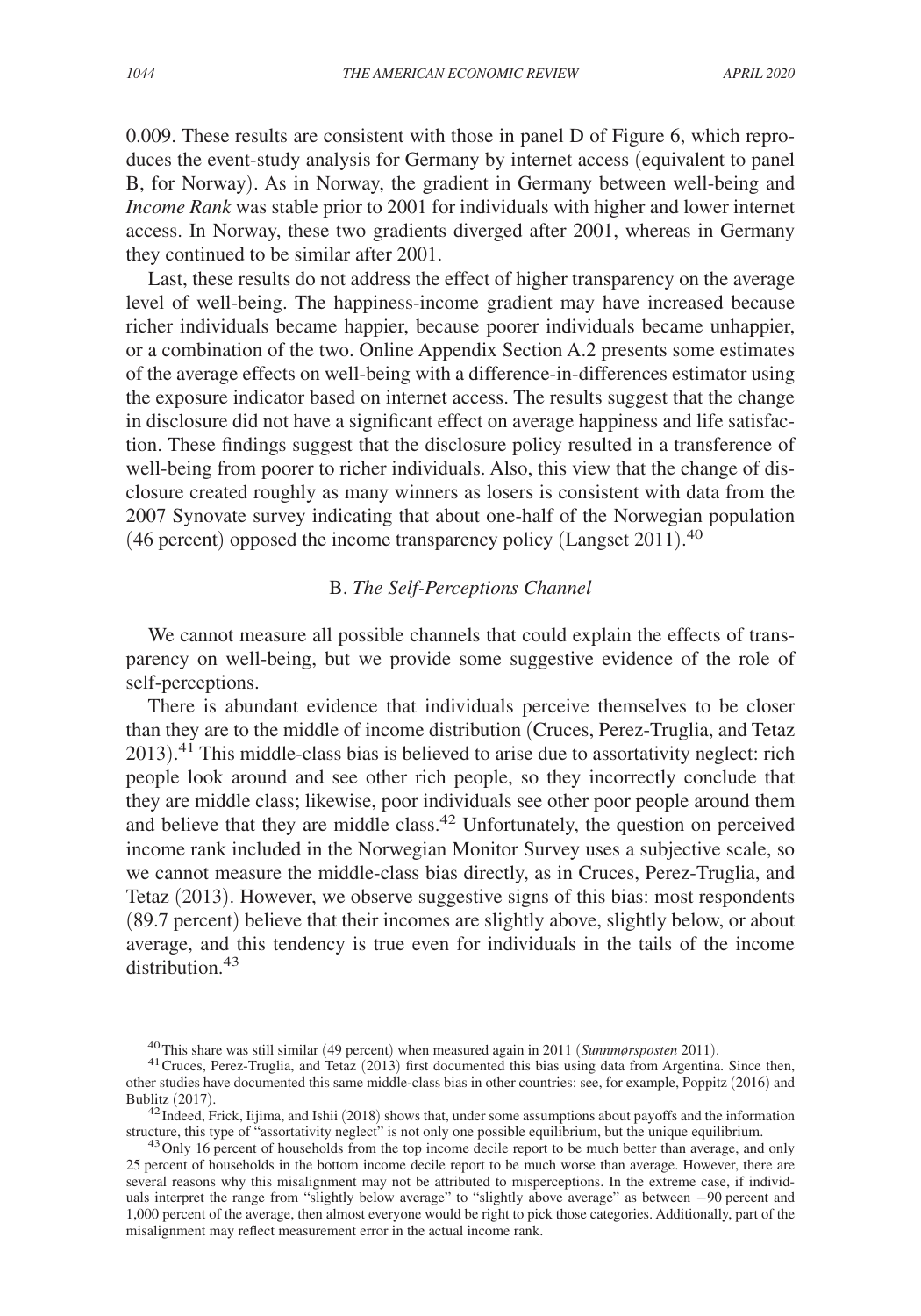0.009. These results are consistent with those in panel D of Figure 6, which reproduces the event-study analysis for Germany by internet access (equivalent to panel B, for Norway). As in Norway, the gradient in Germany between well-being and *Income Rank* was stable prior to 2001 for individuals with higher and lower internet access. In Norway, these two gradients diverged after 2001, whereas in Germany they continued to be similar after 2001.

Last, these results do not address the effect of higher transparency on the average level of well-being. The happiness-income gradient may have increased because richer individuals became happier, because poorer individuals became unhappier, or a combination of the two. Online Appendix Section A.2 presents some estimates of the average effects on well-being with a difference-in-differences estimator using the exposure indicator based on internet access. The results suggest that the change in disclosure did not have a significant effect on average happiness and life satisfaction. These findings suggest that the disclosure policy resulted in a transference of well-being from poorer to richer individuals. Also, this view that the change of disclosure created roughly as many winners as losers is consistent with data from the 2007 Synovate survey indicating that about one-half of the Norwegian population (46 percent) opposed the income transparency policy (Langset 2011).[40]

### B. *The Self-Perceptions Channel*

We cannot measure all possible channels that could explain the effects of transparency on well-being, but we provide some suggestive evidence of the role of self-perceptions.

There is abundant evidence that individuals perceive themselves to be closer than they are to the middle of income distribution (Cruces, Perez-Truglia, and Tetaz 2013).[41] This middle-class bias is believed to arise due to assortativity neglect: rich people look around and see other rich people, so they incorrectly conclude that they are middle class; likewise, poor individuals see other poor people around them and believe that they are middle class.[42] Unfortunately, the question on perceived income rank included in the Norwegian Monitor Survey uses a subjective scale, so we cannot measure the middle-class bias directly, as in Cruces, Perez-Truglia, and Tetaz (2013). However, we observe suggestive signs of this bias: most respondents (89.7 percent) believe that their incomes are slightly above, slightly below, or about average, and this tendency is true even for individuals in the tails of the income distribution.[43]

[40] This share was still similar (49 percent) when measured again in 2011 (*Sunnmørsposten* 2011).

[41] Cruces, Perez-Truglia, and Tetaz (2013) first documented this bias using data from Argentina. Since then, other studies have documented this same middle-class bias in other countries: see, for example, Poppitz (2016) and Bublitz (2017).

[42] Indeed, Frick, Iijima, and Ishii (2018) shows that, under some assumptions about payoffs and the information structure, this type of "assortativity neglect" is not only one possible equilibrium, but the unique equilibrium.

[43] Only 16 percent of households from the top income decile report to be much better than average, and only 25 percent of households in the bottom income decile report to be much worse than average. However, there are several reasons why this misalignment may not be attributed to misperceptions. In the extreme case, if individuals interpret the range from "slightly below average" to "slightly above average" as between −90 percent and 1,000 percent of the average, then almost everyone would be right to pick those categories. Additionally, part of the misalignment may reflect measurement error in the actual income rank.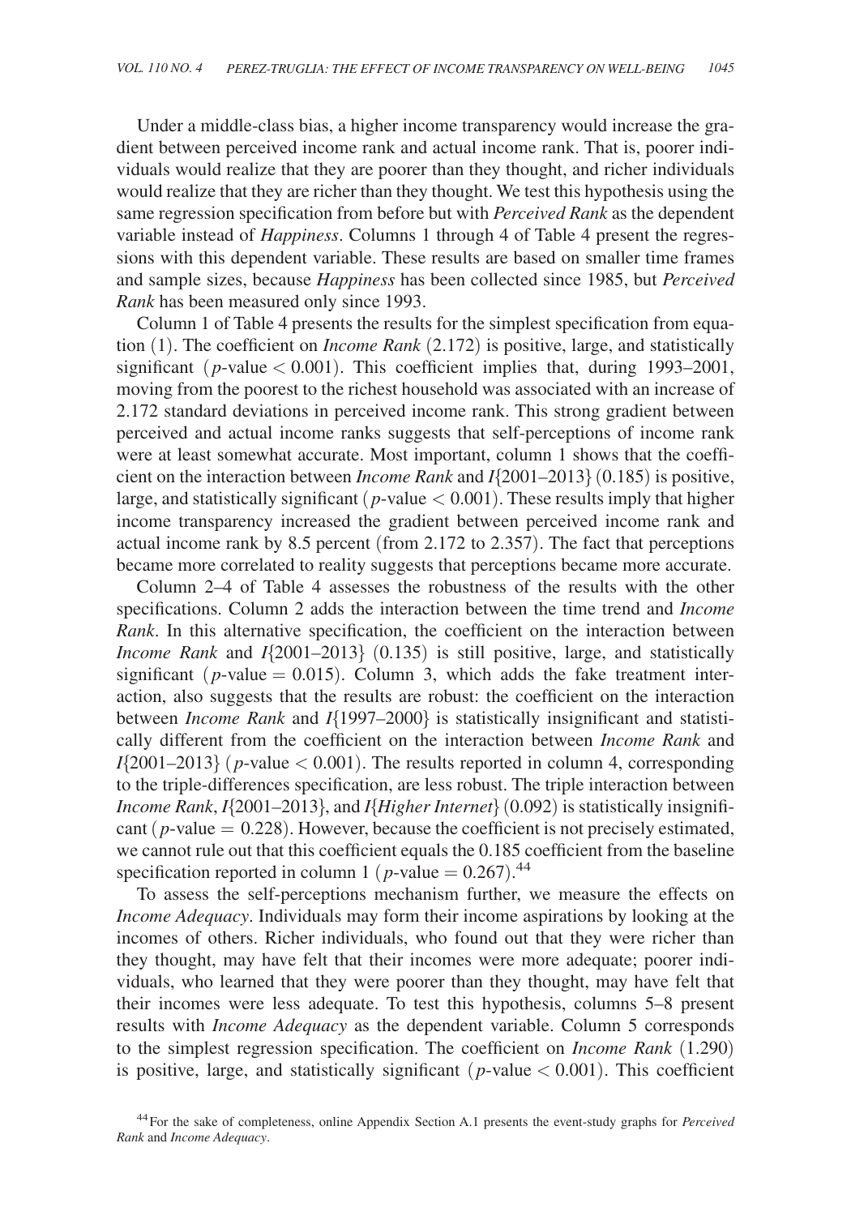Under a middle-class bias, a higher income transparency would increase the gradient between perceived income rank and actual income rank. That is, poorer individuals would realize that they are poorer than they thought, and richer individuals would realize that they are richer than they thought. We test this hypothesis using the same regression specification from before but with *Perceived Rank* as the dependent variable instead of *Happiness*. Columns 1 through 4 of Table 4 present the regressions with this dependent variable. These results are based on smaller time frames and sample sizes, because *Happiness* has been collected since 1985, but *Perceived Rank* has been measured only since 1993.

Column 1 of Table 4 presents the results for the simplest specification from equation (1). The coefficient on *Income Rank* (2.172) is positive, large, and statistically significant ($p$-value $< 0.001$). This coefficient implies that, during 1993–2001, moving from the poorest to the richest household was associated with an increase of 2.172 standard deviations in perceived income rank. This strong gradient between perceived and actual income ranks suggests that self-perceptions of income rank were at least somewhat accurate. Most important, column 1 shows that the coefficient on the interaction between *Income Rank* and *I*{2001–2013} (0.185) is positive, large, and statistically significant ($p$-value $< 0.001$). These results imply that higher income transparency increased the gradient between perceived income rank and actual income rank by 8.5 percent (from 2.172 to 2.357). The fact that perceptions became more correlated to reality suggests that perceptions became more accurate.

Column 2–4 of Table 4 assesses the robustness of the results with the other specifications. Column 2 adds the interaction between the time trend and *Income Rank*. In this alternative specification, the coefficient on the interaction between *Income Rank* and *I*{2001–2013} (0.135) is still positive, large, and statistically significant ($p$-value $= 0.015$). Column 3, which adds the fake treatment interaction, also suggests that the results are robust: the coefficient on the interaction between *Income Rank* and *I*{1997–2000} is statistically insignificant and statistically different from the coefficient on the interaction between *Income Rank* and *I*{2001–2013} ($p$-value $< 0.001$). The results reported in column 4, corresponding to the triple-differences specification, are less robust. The triple interaction between *Income Rank*, *I*{2001–2013}, and *I*{*Higher Internet*} (0.092) is statistically insignificant ($p$-value $= 0.228$). However, because the coefficient is not precisely estimated, we cannot rule out that this coefficient equals the 0.185 coefficient from the baseline specification reported in column 1 ($p$-value $= 0.267$).[44]

To assess the self-perceptions mechanism further, we measure the effects on *Income Adequacy*. Individuals may form their income aspirations by looking at the incomes of others. Richer individuals, who found out that they were richer than they thought, may have felt that their incomes were more adequate; poorer individuals, who learned that they were poorer than they thought, may have felt that their incomes were less adequate. To test this hypothesis, columns 5–8 present results with *Income Adequacy* as the dependent variable. Column 5 corresponds to the simplest regression specification. The coefficient on *Income Rank* (1.290) is positive, large, and statistically significant ($p$-value $< 0.001$). This coefficient

[44] For the sake of completeness, online Appendix Section A.1 presents the event-study graphs for *Perceived Rank* and *Income Adequacy*.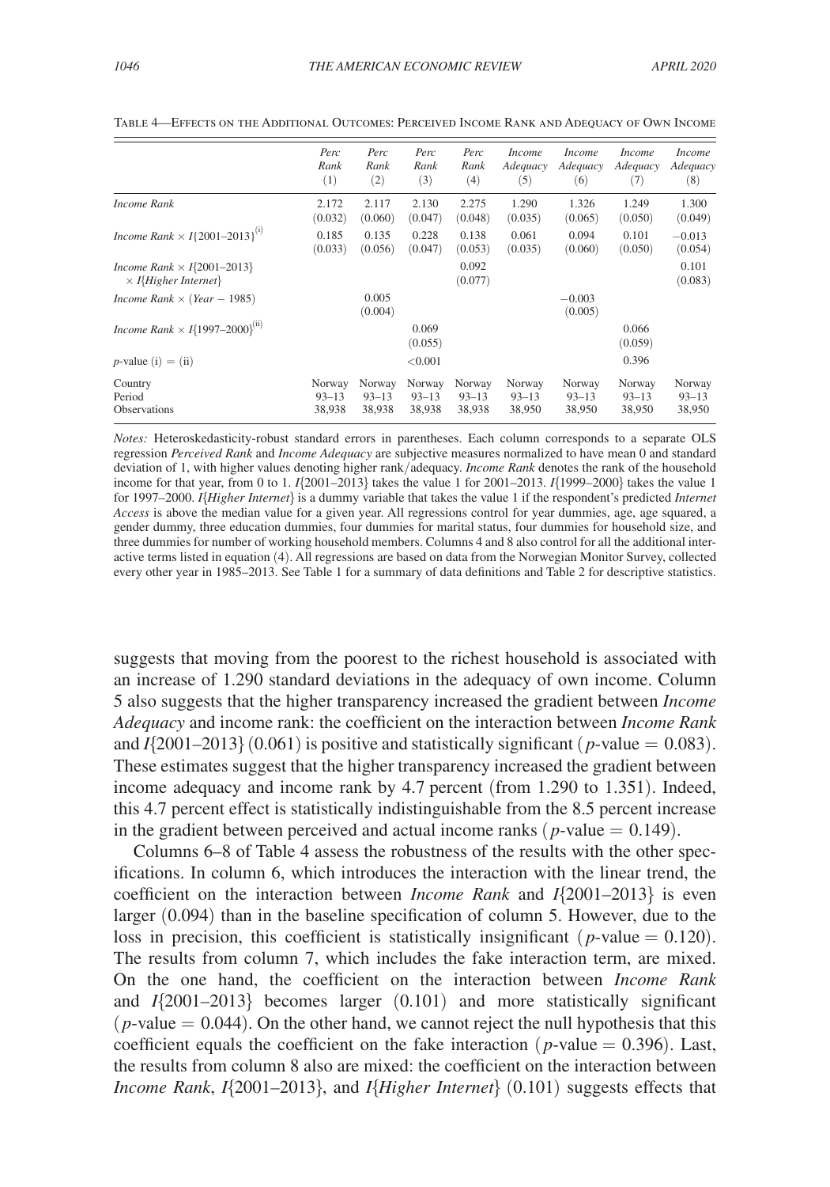Table 4—Effects on the Additional Outcomes: Perceived Income Rank and Adequacy of Own Income

| | *Perc Rank* (1) | *Perc Rank* (2) | *Perc Rank* (3) | *Perc Rank* (4) | *Income Adequacy* (5) | *Income Adequacy* (6) | *Income Adequacy* (7) | *Income Adequacy* (8) |
|---|---|---|---|---|---|---|---|---|
| *Income Rank* | 2.172 | 2.117 | 2.130 | 2.275 | 1.290 | 1.326 | 1.249 | 1.300 |
| | (0.032) | (0.060) | (0.047) | (0.048) | (0.035) | (0.065) | (0.050) | (0.049) |
| *Income Rank* × *I*{2001–2013}[(i)] | 0.185 | 0.135 | 0.228 | 0.138 | 0.061 | 0.094 | 0.101 | −0.013 |
| | (0.033) | (0.056) | (0.047) | (0.053) | (0.035) | (0.060) | (0.050) | (0.054) |
| *Income Rank* × *I*{2001–2013} × *I*{*Higher Internet*} | | | | 0.092 | | | | 0.101 |
| | | | | (0.077) | | | | (0.083) |
| *Income Rank* × (*Year* − 1985) | | 0.005 | | | | −0.003 | | |
| | | (0.004) | | | | (0.005) | | |
| *Income Rank* × *I*{1997–2000}[(ii)] | | | 0.069 | | | | 0.066 | |
| | | | (0.055) | | | | (0.059) | |
| *p*-value (i) = (ii) | | | <0.001 | | | | 0.396 | |
| Country | Norway | Norway | Norway | Norway | Norway | Norway | Norway | Norway |
| Period | 93–13 | 93–13 | 93–13 | 93–13 | 93–13 | 93–13 | 93–13 | 93–13 |
| Observations | 38,938 | 38,938 | 38,938 | 38,938 | 38,950 | 38,950 | 38,950 | 38,950 |

*Notes:* Heteroskedasticity-robust standard errors in parentheses. Each column corresponds to a separate OLS regression *Perceived Rank* and *Income Adequacy* are subjective measures normalized to have mean 0 and standard deviation of 1, with higher values denoting higher rank/adequacy. *Income Rank* denotes the rank of the household income for that year, from 0 to 1. *I*{2001–2013} takes the value 1 for 2001–2013. *I*{1999–2000} takes the value 1 for 1997–2000. *I*{*Higher Internet*} is a dummy variable that takes the value 1 if the respondent's predicted *Internet Access* is above the median value for a given year. All regressions control for year dummies, age, age squared, a gender dummy, three education dummies, four dummies for marital status, four dummies for household size, and three dummies for number of working household members. Columns 4 and 8 also control for all the additional interactive terms listed in equation (4). All regressions are based on data from the Norwegian Monitor Survey, collected every other year in 1985–2013. See Table 1 for a summary of data definitions and Table 2 for descriptive statistics.

suggests that moving from the poorest to the richest household is associated with an increase of 1.290 standard deviations in the adequacy of own income. Column 5 also suggests that the higher transparency increased the gradient between *Income Adequacy* and income rank: the coefficient on the interaction between *Income Rank* and *I*{2001–2013} (0.061) is positive and statistically significant ($p$-value = 0.083). These estimates suggest that the higher transparency increased the gradient between income adequacy and income rank by 4.7 percent (from 1.290 to 1.351). Indeed, this 4.7 percent effect is statistically indistinguishable from the 8.5 percent increase in the gradient between perceived and actual income ranks ($p$-value = 0.149).

Columns 6–8 of Table 4 assess the robustness of the results with the other specifications. In column 6, which introduces the interaction with the linear trend, the coefficient on the interaction between *Income Rank* and *I*{2001–2013} is even larger (0.094) than in the baseline specification of column 5. However, due to the loss in precision, this coefficient is statistically insignificant ($p$-value = 0.120). The results from column 7, which includes the fake interaction term, are mixed. On the one hand, the coefficient on the interaction between *Income Rank* and *I*{2001–2013} becomes larger (0.101) and more statistically significant ($p$-value = 0.044). On the other hand, we cannot reject the null hypothesis that this coefficient equals the coefficient on the fake interaction ($p$-value = 0.396). Last, the results from column 8 also are mixed: the coefficient on the interaction between *Income Rank*, *I*{2001–2013}, and *I*{*Higher Internet*} (0.101) suggests effects that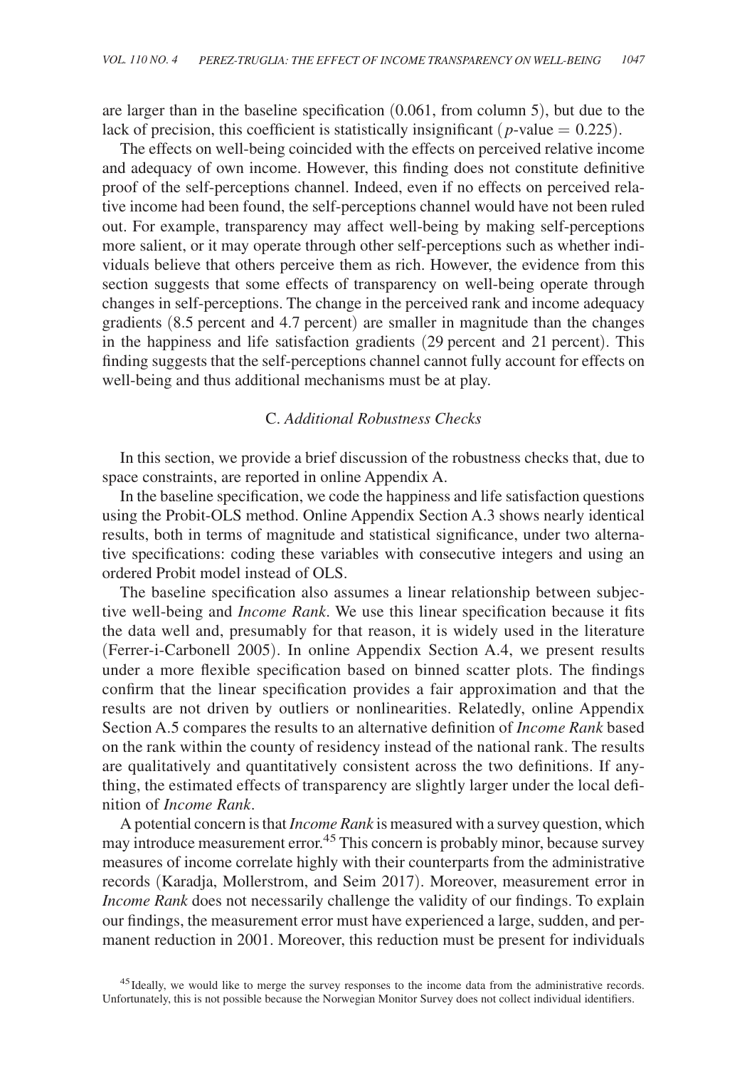are larger than in the baseline specification (0.061, from column 5), but due to the lack of precision, this coefficient is statistically insignificant ($p$-value $= 0.225$).

The effects on well-being coincided with the effects on perceived relative income and adequacy of own income. However, this finding does not constitute definitive proof of the self-perceptions channel. Indeed, even if no effects on perceived relative income had been found, the self-perceptions channel would have not been ruled out. For example, transparency may affect well-being by making self-perceptions more salient, or it may operate through other self-perceptions such as whether individuals believe that others perceive them as rich. However, the evidence from this section suggests that some effects of transparency on well-being operate through changes in self-perceptions. The change in the perceived rank and income adequacy gradients (8.5 percent and 4.7 percent) are smaller in magnitude than the changes in the happiness and life satisfaction gradients (29 percent and 21 percent). This finding suggests that the self-perceptions channel cannot fully account for effects on well-being and thus additional mechanisms must be at play.

### C. *Additional Robustness Checks*

In this section, we provide a brief discussion of the robustness checks that, due to space constraints, are reported in online Appendix A.

In the baseline specification, we code the happiness and life satisfaction questions using the Probit-OLS method. Online Appendix Section A.3 shows nearly identical results, both in terms of magnitude and statistical significance, under two alternative specifications: coding these variables with consecutive integers and using an ordered Probit model instead of OLS.

The baseline specification also assumes a linear relationship between subjective well-being and *Income Rank*. We use this linear specification because it fits the data well and, presumably for that reason, it is widely used in the literature (Ferrer-i-Carbonell 2005). In online Appendix Section A.4, we present results under a more flexible specification based on binned scatter plots. The findings confirm that the linear specification provides a fair approximation and that the results are not driven by outliers or nonlinearities. Relatedly, online Appendix Section A.5 compares the results to an alternative definition of *Income Rank* based on the rank within the county of residency instead of the national rank. The results are qualitatively and quantitatively consistent across the two definitions. If anything, the estimated effects of transparency are slightly larger under the local definition of *Income Rank*.

A potential concern is that *Income Rank* is measured with a survey question, which may introduce measurement error.[45] This concern is probably minor, because survey measures of income correlate highly with their counterparts from the administrative records (Karadja, Mollerstrom, and Seim 2017). Moreover, measurement error in *Income Rank* does not necessarily challenge the validity of our findings. To explain our findings, the measurement error must have experienced a large, sudden, and permanent reduction in 2001. Moreover, this reduction must be present for individuals

[45] Ideally, we would like to merge the survey responses to the income data from the administrative records. Unfortunately, this is not possible because the Norwegian Monitor Survey does not collect individual identifiers.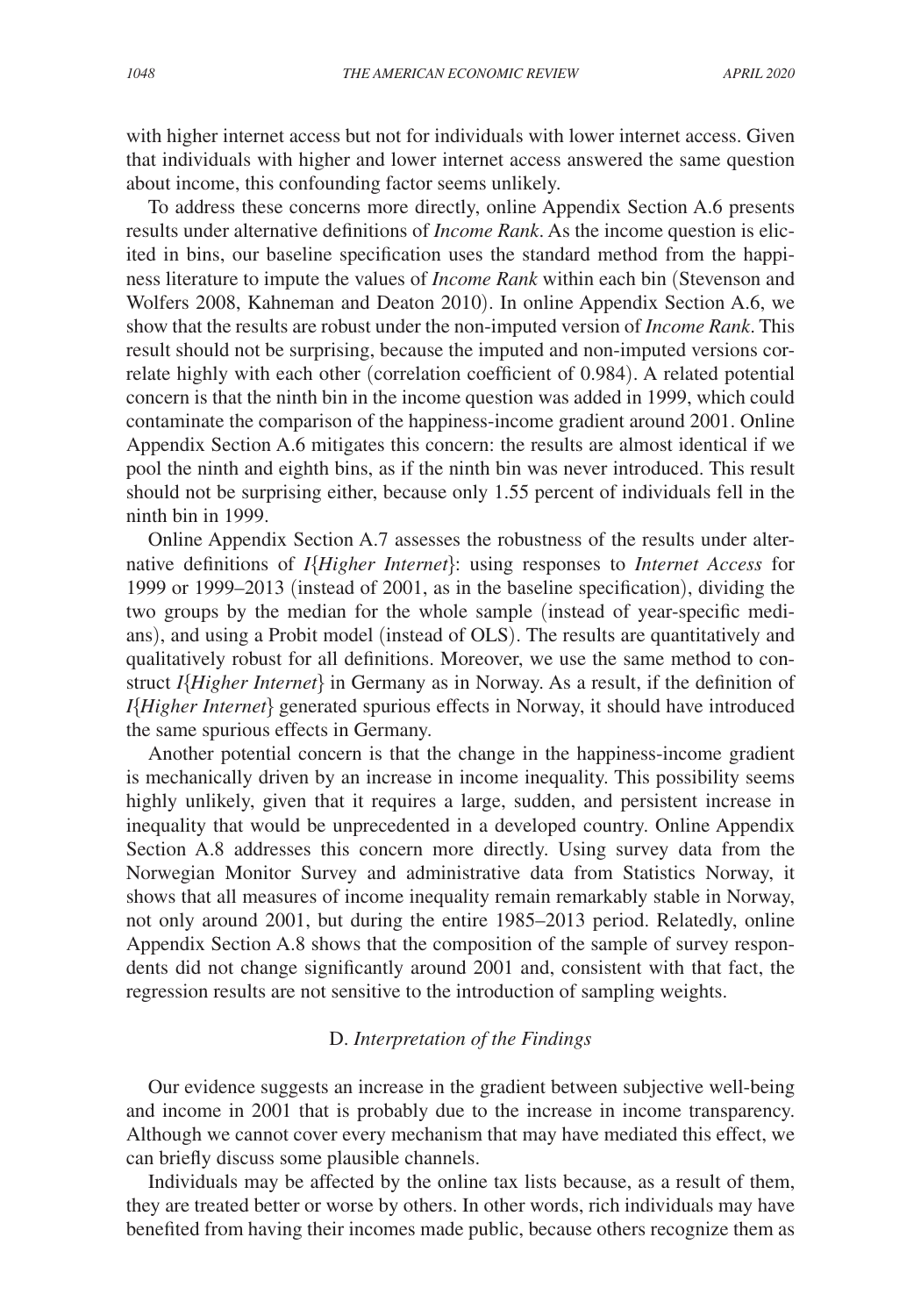with higher internet access but not for individuals with lower internet access. Given that individuals with higher and lower internet access answered the same question about income, this confounding factor seems unlikely.

To address these concerns more directly, online Appendix Section A.6 presents results under alternative definitions of *Income Rank*. As the income question is elicited in bins, our baseline specification uses the standard method from the happiness literature to impute the values of *Income Rank* within each bin (Stevenson and Wolfers 2008, Kahneman and Deaton 2010). In online Appendix Section A.6, we show that the results are robust under the non-imputed version of *Income Rank*. This result should not be surprising, because the imputed and non-imputed versions correlate highly with each other (correlation coefficient of 0.984). A related potential concern is that the ninth bin in the income question was added in 1999, which could contaminate the comparison of the happiness-income gradient around 2001. Online Appendix Section A.6 mitigates this concern: the results are almost identical if we pool the ninth and eighth bins, as if the ninth bin was never introduced. This result should not be surprising either, because only 1.55 percent of individuals fell in the ninth bin in 1999.

Online Appendix Section A.7 assesses the robustness of the results under alternative definitions of *I*{*Higher Internet*}: using responses to *Internet Access* for 1999 or 1999–2013 (instead of 2001, as in the baseline specification), dividing the two groups by the median for the whole sample (instead of year-specific medians), and using a Probit model (instead of OLS). The results are quantitatively and qualitatively robust for all definitions. Moreover, we use the same method to construct *I*{*Higher Internet*} in Germany as in Norway. As a result, if the definition of *I*{*Higher Internet*} generated spurious effects in Norway, it should have introduced the same spurious effects in Germany.

Another potential concern is that the change in the happiness-income gradient is mechanically driven by an increase in income inequality. This possibility seems highly unlikely, given that it requires a large, sudden, and persistent increase in inequality that would be unprecedented in a developed country. Online Appendix Section A.8 addresses this concern more directly. Using survey data from the Norwegian Monitor Survey and administrative data from Statistics Norway, it shows that all measures of income inequality remain remarkably stable in Norway, not only around 2001, but during the entire 1985–2013 period. Relatedly, online Appendix Section A.8 shows that the composition of the sample of survey respondents did not change significantly around 2001 and, consistent with that fact, the regression results are not sensitive to the introduction of sampling weights.

### D. *Interpretation of the Findings*

Our evidence suggests an increase in the gradient between subjective well-being and income in 2001 that is probably due to the increase in income transparency. Although we cannot cover every mechanism that may have mediated this effect, we can briefly discuss some plausible channels.

Individuals may be affected by the online tax lists because, as a result of them, they are treated better or worse by others. In other words, rich individuals may have benefited from having their incomes made public, because others recognize them as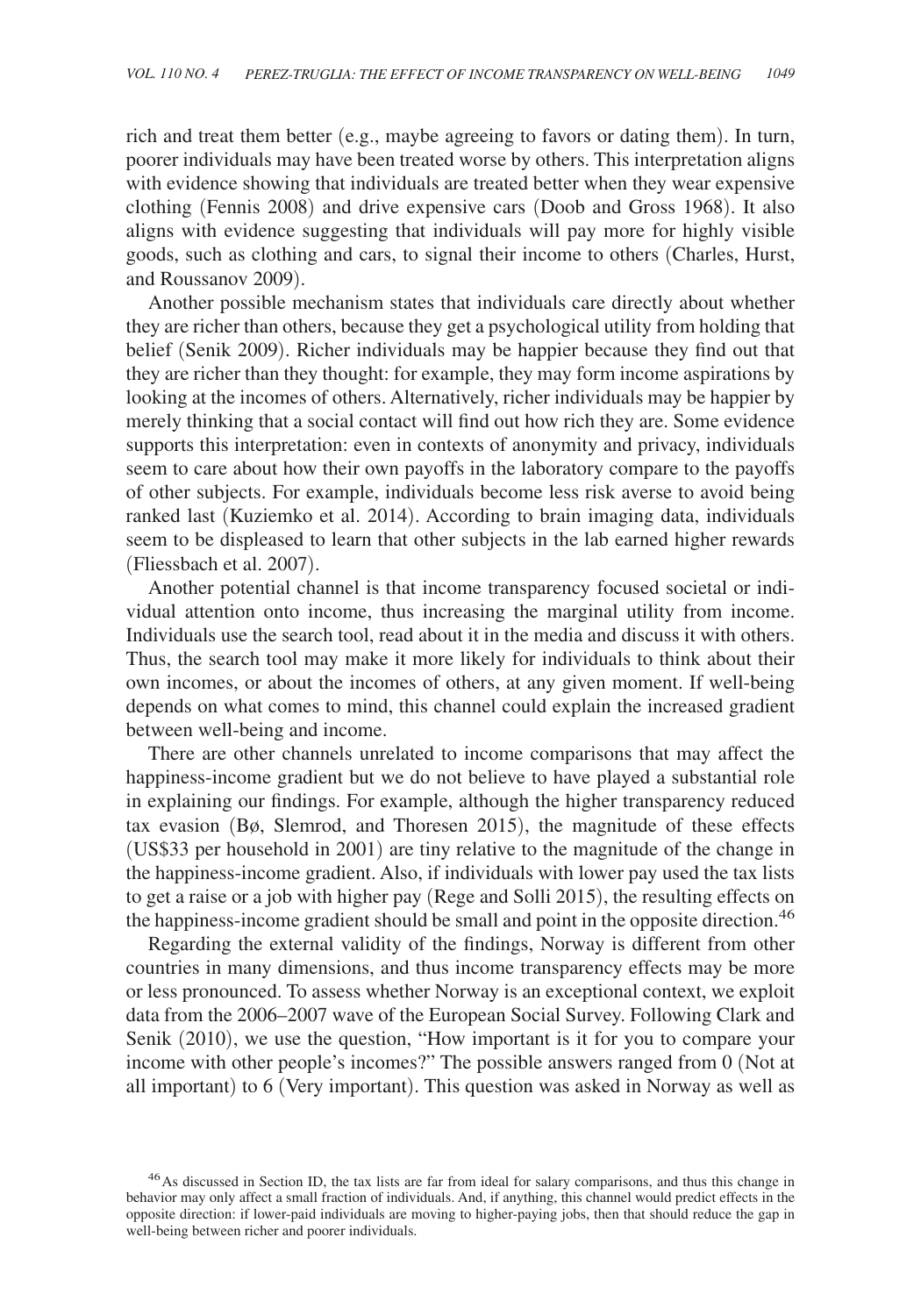rich and treat them better (e.g., maybe agreeing to favors or dating them). In turn, poorer individuals may have been treated worse by others. This interpretation aligns with evidence showing that individuals are treated better when they wear expensive clothing (Fennis 2008) and drive expensive cars (Doob and Gross 1968). It also aligns with evidence suggesting that individuals will pay more for highly visible goods, such as clothing and cars, to signal their income to others (Charles, Hurst, and Roussanov 2009).

Another possible mechanism states that individuals care directly about whether they are richer than others, because they get a psychological utility from holding that belief (Senik 2009). Richer individuals may be happier because they find out that they are richer than they thought: for example, they may form income aspirations by looking at the incomes of others. Alternatively, richer individuals may be happier by merely thinking that a social contact will find out how rich they are. Some evidence supports this interpretation: even in contexts of anonymity and privacy, individuals seem to care about how their own payoffs in the laboratory compare to the payoffs of other subjects. For example, individuals become less risk averse to avoid being ranked last (Kuziemko et al. 2014). According to brain imaging data, individuals seem to be displeased to learn that other subjects in the lab earned higher rewards (Fliessbach et al. 2007).

Another potential channel is that income transparency focused societal or individual attention onto income, thus increasing the marginal utility from income. Individuals use the search tool, read about it in the media and discuss it with others. Thus, the search tool may make it more likely for individuals to think about their own incomes, or about the incomes of others, at any given moment. If well-being depends on what comes to mind, this channel could explain the increased gradient between well-being and income.

There are other channels unrelated to income comparisons that may affect the happiness-income gradient but we do not believe to have played a substantial role in explaining our findings. For example, although the higher transparency reduced tax evasion (Bø, Slemrod, and Thoresen 2015), the magnitude of these effects (US$33 per household in 2001) are tiny relative to the magnitude of the change in the happiness-income gradient. Also, if individuals with lower pay used the tax lists to get a raise or a job with higher pay (Rege and Solli 2015), the resulting effects on the happiness-income gradient should be small and point in the opposite direction.[46]

Regarding the external validity of the findings, Norway is different from other countries in many dimensions, and thus income transparency effects may be more or less pronounced. To assess whether Norway is an exceptional context, we exploit data from the 2006–2007 wave of the European Social Survey. Following Clark and Senik (2010), we use the question, "How important is it for you to compare your income with other people's incomes?" The possible answers ranged from 0 (Not at all important) to 6 (Very important). This question was asked in Norway as well as

[46] As discussed in Section ID, the tax lists are far from ideal for salary comparisons, and thus this change in behavior may only affect a small fraction of individuals. And, if anything, this channel would predict effects in the opposite direction: if lower-paid individuals are moving to higher-paying jobs, then that should reduce the gap in well-being between richer and poorer individuals.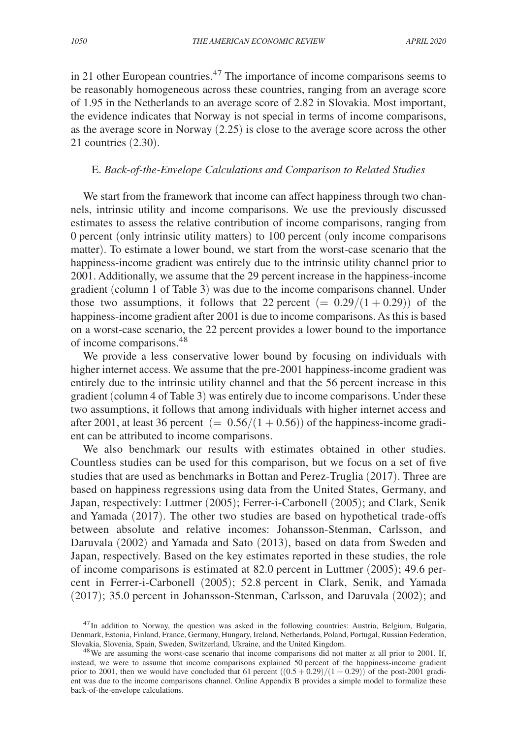in 21 other European countries.[47] The importance of income comparisons seems to be reasonably homogeneous across these countries, ranging from an average score of 1.95 in the Netherlands to an average score of 2.82 in Slovakia. Most important, the evidence indicates that Norway is not special in terms of income comparisons, as the average score in Norway (2.25) is close to the average score across the other 21 countries (2.30).

### E. *Back-of-the-Envelope Calculations and Comparison to Related Studies*

We start from the framework that income can affect happiness through two channels, intrinsic utility and income comparisons. We use the previously discussed estimates to assess the relative contribution of income comparisons, ranging from 0 percent (only intrinsic utility matters) to 100 percent (only income comparisons matter). To estimate a lower bound, we start from the worst-case scenario that the happiness-income gradient was entirely due to the intrinsic utility channel prior to 2001. Additionally, we assume that the 29 percent increase in the happiness-income gradient (column 1 of Table 3) was due to the income comparisons channel. Under those two assumptions, it follows that 22 percent $(= 0.29/(1 + 0.29))$ of the happiness-income gradient after 2001 is due to income comparisons. As this is based on a worst-case scenario, the 22 percent provides a lower bound to the importance of income comparisons.[48]

We provide a less conservative lower bound by focusing on individuals with higher internet access. We assume that the pre-2001 happiness-income gradient was entirely due to the intrinsic utility channel and that the 56 percent increase in this gradient (column 4 of Table 3) was entirely due to income comparisons. Under these two assumptions, it follows that among individuals with higher internet access and after 2001, at least 36 percent $(= 0.56/(1 + 0.56))$ of the happiness-income gradient can be attributed to income comparisons.

We also benchmark our results with estimates obtained in other studies. Countless studies can be used for this comparison, but we focus on a set of five studies that are used as benchmarks in Bottan and Perez-Truglia (2017). Three are based on happiness regressions using data from the United States, Germany, and Japan, respectively: Luttmer (2005); Ferrer-i-Carbonell (2005); and Clark, Senik and Yamada (2017). The other two studies are based on hypothetical trade-offs between absolute and relative incomes: Johansson-Stenman, Carlsson, and Daruvala (2002) and Yamada and Sato (2013), based on data from Sweden and Japan, respectively. Based on the key estimates reported in these studies, the role of income comparisons is estimated at 82.0 percent in Luttmer (2005); 49.6 percent in Ferrer-i-Carbonell (2005); 52.8 percent in Clark, Senik, and Yamada (2017); 35.0 percent in Johansson-Stenman, Carlsson, and Daruvala (2002); and

[47] In addition to Norway, the question was asked in the following countries: Austria, Belgium, Bulgaria, Denmark, Estonia, Finland, France, Germany, Hungary, Ireland, Netherlands, Poland, Portugal, Russian Federation, Slovakia, Slovenia, Spain, Sweden, Switzerland, Ukraine, and the United Kingdom.

[48] We are assuming the worst-case scenario that income comparisons did not matter at all prior to 2001. If, instead, we were to assume that income comparisons explained 50 percent of the happiness-income gradient prior to 2001, then we would have concluded that 61 percent $((0.5 + 0.29)/(1 + 0.29))$ of the post-2001 gradient was due to the income comparisons channel. Online Appendix B provides a simple model to formalize these back-of-the-envelope calculations.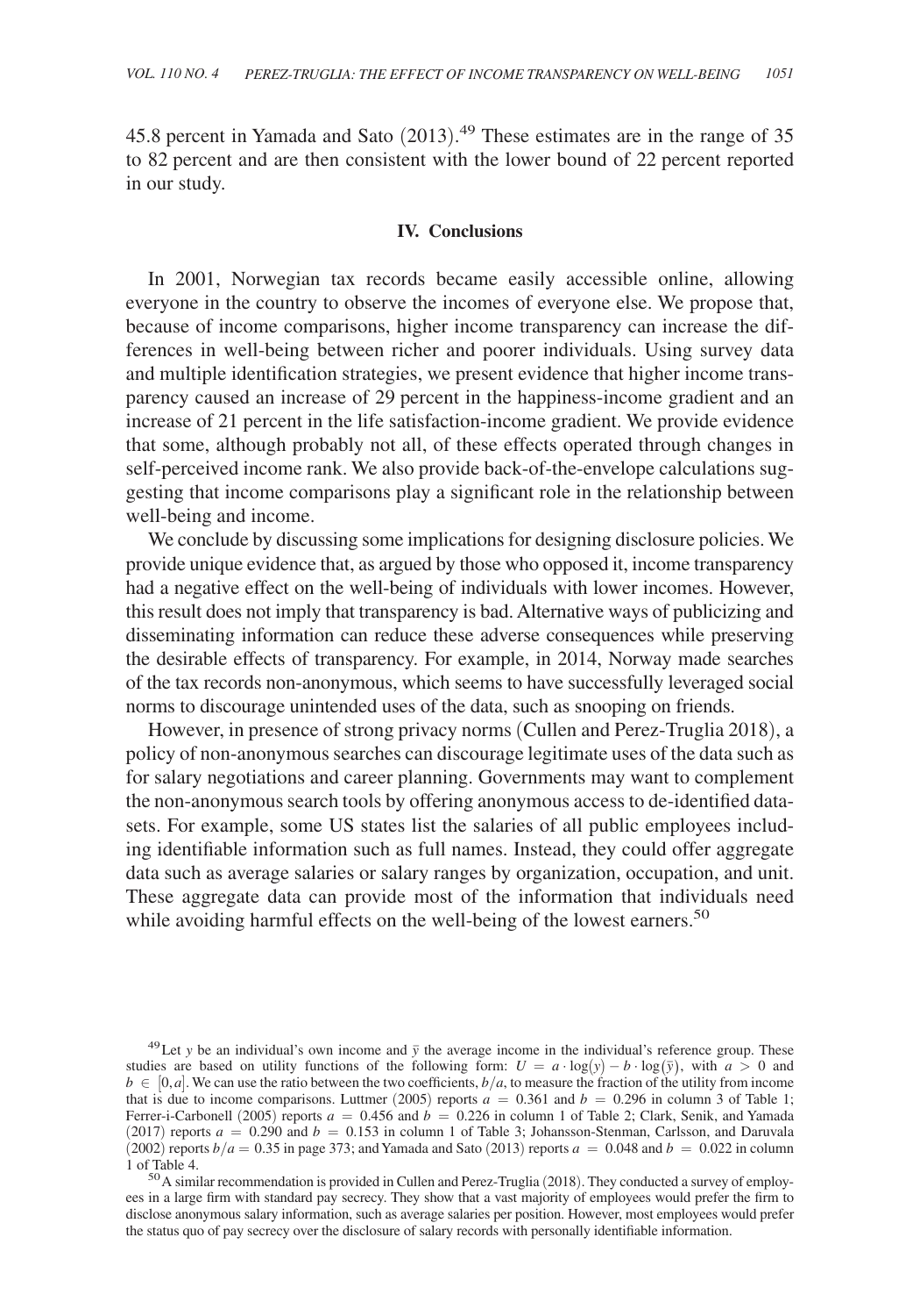45.8 percent in Yamada and Sato (2013).[49] These estimates are in the range of 35 to 82 percent and are then consistent with the lower bound of 22 percent reported in our study.

## IV. Conclusions

In 2001, Norwegian tax records became easily accessible online, allowing everyone in the country to observe the incomes of everyone else. We propose that, because of income comparisons, higher income transparency can increase the differences in well-being between richer and poorer individuals. Using survey data and multiple identification strategies, we present evidence that higher income transparency caused an increase of 29 percent in the happiness-income gradient and an increase of 21 percent in the life satisfaction-income gradient. We provide evidence that some, although probably not all, of these effects operated through changes in self-perceived income rank. We also provide back-of-the-envelope calculations suggesting that income comparisons play a significant role in the relationship between well-being and income.

We conclude by discussing some implications for designing disclosure policies. We provide unique evidence that, as argued by those who opposed it, income transparency had a negative effect on the well-being of individuals with lower incomes. However, this result does not imply that transparency is bad. Alternative ways of publicizing and disseminating information can reduce these adverse consequences while preserving the desirable effects of transparency. For example, in 2014, Norway made searches of the tax records non-anonymous, which seems to have successfully leveraged social norms to discourage unintended uses of the data, such as snooping on friends.

However, in presence of strong privacy norms (Cullen and Perez-Truglia 2018), a policy of non-anonymous searches can discourage legitimate uses of the data such as for salary negotiations and career planning. Governments may want to complement the non-anonymous search tools by offering anonymous access to de-identified datasets. For example, some US states list the salaries of all public employees including identifiable information such as full names. Instead, they could offer aggregate data such as average salaries or salary ranges by organization, occupation, and unit. These aggregate data can provide most of the information that individuals need while avoiding harmful effects on the well-being of the lowest earners.[50]

---

[49] Let $y$ be an individual's own income and $\bar{y}$ the average income in the individual's reference group. These studies are based on utility functions of the following form: $U = a \cdot \log(y) - b \cdot \log(\bar{y})$, with $a > 0$ and $b \in [0, a]$. We can use the ratio between the two coefficients, $b/a$, to measure the fraction of the utility from income that is due to income comparisons. Luttmer (2005) reports $a = 0.361$ and $b = 0.296$ in column 3 of Table 1; Ferrer-i-Carbonell (2005) reports $a = 0.456$ and $b = 0.226$ in column 1 of Table 2; Clark, Senik, and Yamada (2017) reports $a = 0.290$ and $b = 0.153$ in column 1 of Table 3; Johansson-Stenman, Carlsson, and Daruvala (2002) reports $b/a = 0.35$ in page 373; and Yamada and Sato (2013) reports $a = 0.048$ and $b = 0.022$ in column 1 of Table 4.

[50] A similar recommendation is provided in Cullen and Perez-Truglia (2018). They conducted a survey of employees in a large firm with standard pay secrecy. They show that a vast majority of employees would prefer the firm to disclose anonymous salary information, such as average salaries per position. However, most employees would prefer the status quo of pay secrecy over the disclosure of salary records with personally identifiable information.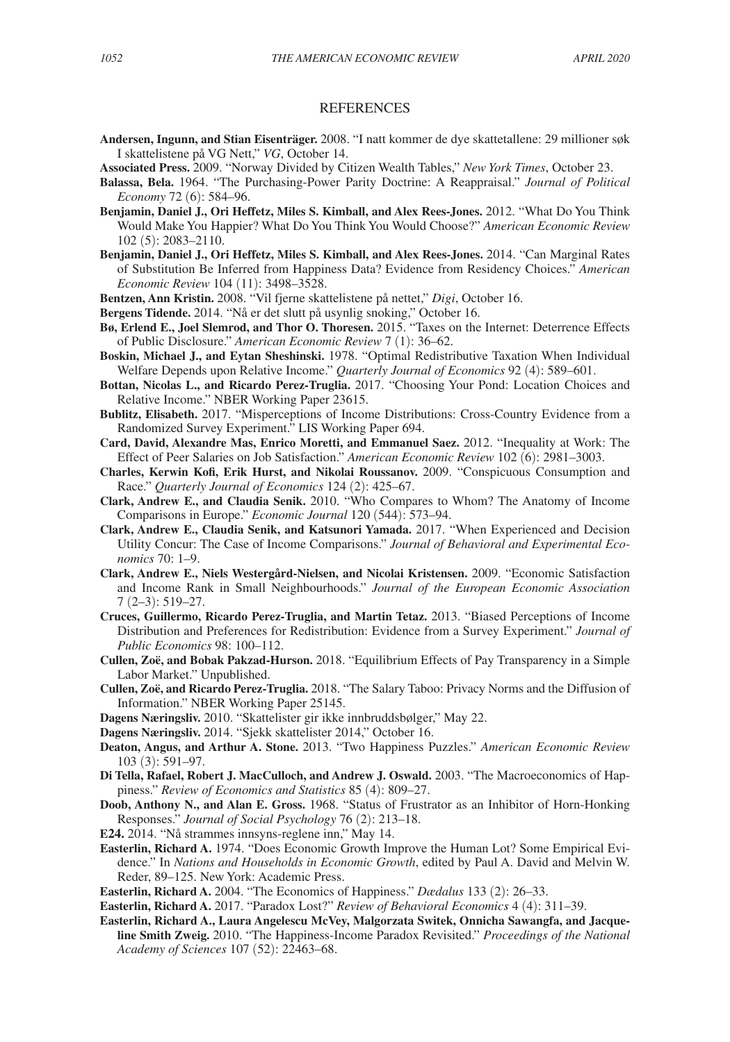## REFERENCES

**Andersen, Ingunn, and Stian Eisenträger.** 2008. "I natt kommer de dye skattetallene: 29 millioner søk I skattelistene på VG Nett," *VG*, October 14.

**Associated Press.** 2009. "Norway Divided by Citizen Wealth Tables," *New York Times*, October 23.

**Balassa, Bela.** 1964. "The Purchasing-Power Parity Doctrine: A Reappraisal." *Journal of Political Economy* 72 (6): 584–96.

**Benjamin, Daniel J., Ori Heffetz, Miles S. Kimball, and Alex Rees-Jones.** 2012. "What Do You Think Would Make You Happier? What Do You Think You Would Choose?" *American Economic Review* 102 (5): 2083–2110.

**Benjamin, Daniel J., Ori Heffetz, Miles S. Kimball, and Alex Rees-Jones.** 2014. "Can Marginal Rates of Substitution Be Inferred from Happiness Data? Evidence from Residency Choices." *American Economic Review* 104 (11): 3498–3528.

**Bentzen, Ann Kristin.** 2008. "Vil fjerne skattelistene på nettet," *Digi*, October 16.

**Bergens Tidende.** 2014. "Nå er det slutt på usynlig snoking," October 16.

**Bø, Erlend E., Joel Slemrod, and Thor O. Thoresen.** 2015. "Taxes on the Internet: Deterrence Effects of Public Disclosure." *American Economic Review* 7 (1): 36–62.

**Boskin, Michael J., and Eytan Sheshinski.** 1978. "Optimal Redistributive Taxation When Individual Welfare Depends upon Relative Income." *Quarterly Journal of Economics* 92 (4): 589–601.

**Bottan, Nicolas L., and Ricardo Perez-Truglia.** 2017. "Choosing Your Pond: Location Choices and Relative Income." NBER Working Paper 23615.

**Bublitz, Elisabeth.** 2017. "Misperceptions of Income Distributions: Cross-Country Evidence from a Randomized Survey Experiment." LIS Working Paper 694.

**Card, David, Alexandre Mas, Enrico Moretti, and Emmanuel Saez.** 2012. "Inequality at Work: The Effect of Peer Salaries on Job Satisfaction." *American Economic Review* 102 (6): 2981–3003.

**Charles, Kerwin Kofi, Erik Hurst, and Nikolai Roussanov.** 2009. "Conspicuous Consumption and Race." *Quarterly Journal of Economics* 124 (2): 425–67.

**Clark, Andrew E., and Claudia Senik.** 2010. "Who Compares to Whom? The Anatomy of Income Comparisons in Europe." *Economic Journal* 120 (544): 573–94.

**Clark, Andrew E., Claudia Senik, and Katsunori Yamada.** 2017. "When Experienced and Decision Utility Concur: The Case of Income Comparisons." *Journal of Behavioral and Experimental Economics* 70: 1–9.

**Clark, Andrew E., Niels Westergård-Nielsen, and Nicolai Kristensen.** 2009. "Economic Satisfaction and Income Rank in Small Neighbourhoods." *Journal of the European Economic Association* 7 (2–3): 519–27.

**Cruces, Guillermo, Ricardo Perez-Truglia, and Martin Tetaz.** 2013. "Biased Perceptions of Income Distribution and Preferences for Redistribution: Evidence from a Survey Experiment." *Journal of Public Economics* 98: 100–112.

**Cullen, Zoë, and Bobak Pakzad-Hurson.** 2018. "Equilibrium Effects of Pay Transparency in a Simple Labor Market." Unpublished.

**Cullen, Zoë, and Ricardo Perez-Truglia.** 2018. "The Salary Taboo: Privacy Norms and the Diffusion of Information." NBER Working Paper 25145.

**Dagens Næringsliv.** 2010. "Skattelister gir ikke innbruddsbølger," May 22.

**Dagens Næringsliv.** 2014. "Sjekk skattelister 2014," October 16.

**Deaton, Angus, and Arthur A. Stone.** 2013. "Two Happiness Puzzles." *American Economic Review* 103 (3): 591–97.

**Di Tella, Rafael, Robert J. MacCulloch, and Andrew J. Oswald.** 2003. "The Macroeconomics of Happiness." *Review of Economics and Statistics* 85 (4): 809–27.

**Doob, Anthony N., and Alan E. Gross.** 1968. "Status of Frustrator as an Inhibitor of Horn-Honking Responses." *Journal of Social Psychology* 76 (2): 213–18.

**E24.** 2014. "Nå strammes innsyns-reglene inn," May 14.

**Easterlin, Richard A.** 1974. "Does Economic Growth Improve the Human Lot? Some Empirical Evidence." In *Nations and Households in Economic Growth*, edited by Paul A. David and Melvin W. Reder, 89–125. New York: Academic Press.

**Easterlin, Richard A.** 2004. "The Economics of Happiness." *Dædalus* 133 (2): 26–33.

**Easterlin, Richard A.** 2017. "Paradox Lost?" *Review of Behavioral Economics* 4 (4): 311–39.

**Easterlin, Richard A., Laura Angelescu McVey, Malgorzata Switek, Onnicha Sawangfa, and Jacqueline Smith Zweig.** 2010. "The Happiness-Income Paradox Revisited." *Proceedings of the National Academy of Sciences* 107 (52): 22463–68.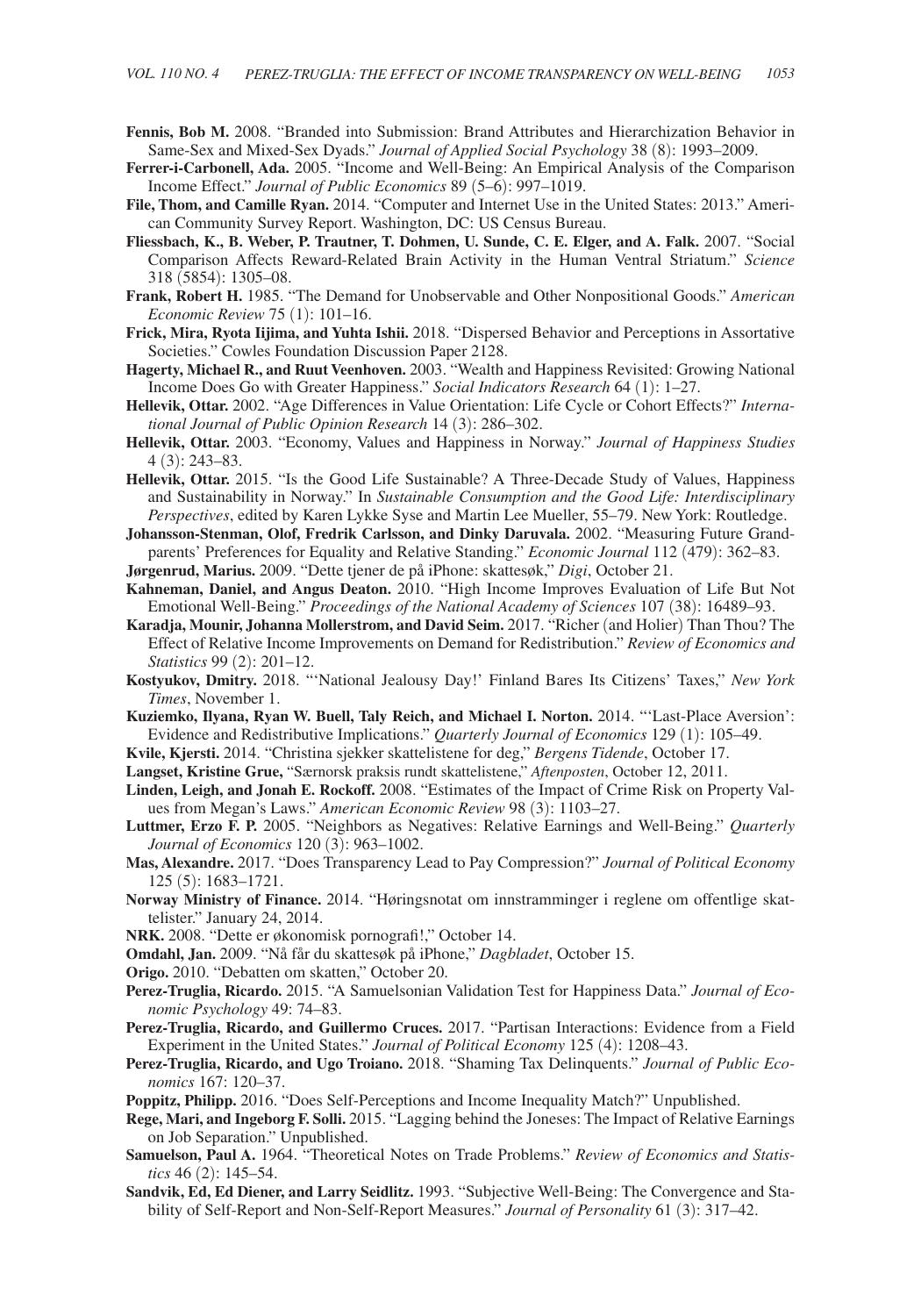**Fennis, Bob M.** 2008. "Branded into Submission: Brand Attributes and Hierarchization Behavior in Same-Sex and Mixed-Sex Dyads." *Journal of Applied Social Psychology* 38 (8): 1993–2009.

**Ferrer-i-Carbonell, Ada.** 2005. "Income and Well-Being: An Empirical Analysis of the Comparison Income Effect." *Journal of Public Economics* 89 (5–6): 997–1019.

**File, Thom, and Camille Ryan.** 2014. "Computer and Internet Use in the United States: 2013." American Community Survey Report. Washington, DC: US Census Bureau.

**Fliessbach, K., B. Weber, P. Trautner, T. Dohmen, U. Sunde, C. E. Elger, and A. Falk.** 2007. "Social Comparison Affects Reward-Related Brain Activity in the Human Ventral Striatum." *Science* 318 (5854): 1305–08.

**Frank, Robert H.** 1985. "The Demand for Unobservable and Other Nonpositional Goods." *American Economic Review* 75 (1): 101–16.

**Frick, Mira, Ryota Iijima, and Yuhta Ishii.** 2018. "Dispersed Behavior and Perceptions in Assortative Societies." Cowles Foundation Discussion Paper 2128.

**Hagerty, Michael R., and Ruut Veenhoven.** 2003. "Wealth and Happiness Revisited: Growing National Income Does Go with Greater Happiness." *Social Indicators Research* 64 (1): 1–27.

**Hellevik, Ottar.** 2002. "Age Differences in Value Orientation: Life Cycle or Cohort Effects?" *International Journal of Public Opinion Research* 14 (3): 286–302.

**Hellevik, Ottar.** 2003. "Economy, Values and Happiness in Norway." *Journal of Happiness Studies* 4 (3): 243–83.

**Hellevik, Ottar.** 2015. "Is the Good Life Sustainable? A Three-Decade Study of Values, Happiness and Sustainability in Norway." In *Sustainable Consumption and the Good Life: Interdisciplinary Perspectives*, edited by Karen Lykke Syse and Martin Lee Mueller, 55–79. New York: Routledge.

**Johansson-Stenman, Olof, Fredrik Carlsson, and Dinky Daruvala.** 2002. "Measuring Future Grandparents' Preferences for Equality and Relative Standing." *Economic Journal* 112 (479): 362–83.

**Jørgenrud, Marius.** 2009. "Dette tjener de på iPhone: skattesøk," *Digi*, October 21.

**Kahneman, Daniel, and Angus Deaton.** 2010. "High Income Improves Evaluation of Life But Not Emotional Well-Being." *Proceedings of the National Academy of Sciences* 107 (38): 16489–93.

**Karadja, Mounir, Johanna Mollerstrom, and David Seim.** 2017. "Richer (and Holier) Than Thou? The Effect of Relative Income Improvements on Demand for Redistribution." *Review of Economics and Statistics* 99 (2): 201–12.

**Kostyukov, Dmitry.** 2018. "'National Jealousy Day!' Finland Bares Its Citizens' Taxes," *New York Times*, November 1.

**Kuziemko, Ilyana, Ryan W. Buell, Taly Reich, and Michael I. Norton.** 2014. "'Last-Place Aversion': Evidence and Redistributive Implications." *Quarterly Journal of Economics* 129 (1): 105–49.

**Kvile, Kjersti.** 2014. "Christina sjekker skattelistene for deg," *Bergens Tidende*, October 17.

**Langset, Kristine Grue,** "Særnorsk praksis rundt skattelistene," *Aftenposten*, October 12, 2011.

**Linden, Leigh, and Jonah E. Rockoff.** 2008. "Estimates of the Impact of Crime Risk on Property Values from Megan's Laws." *American Economic Review* 98 (3): 1103–27.

**Luttmer, Erzo F. P.** 2005. "Neighbors as Negatives: Relative Earnings and Well-Being." *Quarterly Journal of Economics* 120 (3): 963–1002.

**Mas, Alexandre.** 2017. "Does Transparency Lead to Pay Compression?" *Journal of Political Economy* 125 (5): 1683–1721.

**Norway Ministry of Finance.** 2014. "Høringsnotat om innstramminger i reglene om offentlige skattelister." January 24, 2014.

**NRK.** 2008. "Dette er økonomisk pornografi!," October 14.

**Omdahl, Jan.** 2009. "Nå får du skattesøk på iPhone," *Dagbladet*, October 15.

**Origo.** 2010. "Debatten om skatten," October 20.

**Perez-Truglia, Ricardo.** 2015. "A Samuelsonian Validation Test for Happiness Data." *Journal of Economic Psychology* 49: 74–83.

**Perez-Truglia, Ricardo, and Guillermo Cruces.** 2017. "Partisan Interactions: Evidence from a Field Experiment in the United States." *Journal of Political Economy* 125 (4): 1208–43.

**Perez-Truglia, Ricardo, and Ugo Troiano.** 2018. "Shaming Tax Delinquents." *Journal of Public Economics* 167: 120–37.

**Poppitz, Philipp.** 2016. "Does Self-Perceptions and Income Inequality Match?" Unpublished.

**Rege, Mari, and Ingeborg F. Solli.** 2015. "Lagging behind the Joneses: The Impact of Relative Earnings on Job Separation." Unpublished.

**Samuelson, Paul A.** 1964. "Theoretical Notes on Trade Problems." *Review of Economics and Statistics* 46 (2): 145–54.

**Sandvik, Ed, Ed Diener, and Larry Seidlitz.** 1993. "Subjective Well-Being: The Convergence and Stability of Self-Report and Non-Self-Report Measures." *Journal of Personality* 61 (3): 317–42.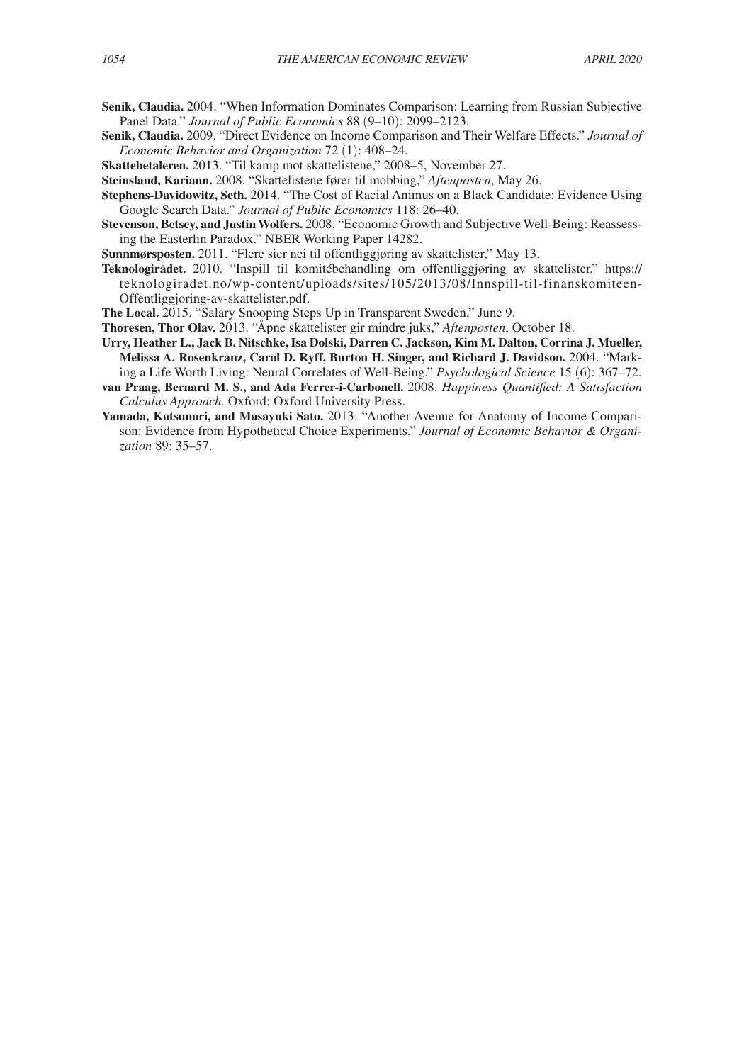**Senik, Claudia.** 2004. "When Information Dominates Comparison: Learning from Russian Subjective Panel Data." *Journal of Public Economics* 88 (9–10): 2099–2123.

**Senik, Claudia.** 2009. "Direct Evidence on Income Comparison and Their Welfare Effects." *Journal of Economic Behavior and Organization* 72 (1): 408–24.

**Skattebetaleren.** 2013. "Til kamp mot skattelistene," 2008–5, November 27.

**Steinsland, Kariann.** 2008. "Skattelistene fører til mobbing," *Aftenposten*, May 26.

**Stephens-Davidowitz, Seth.** 2014. "The Cost of Racial Animus on a Black Candidate: Evidence Using Google Search Data." *Journal of Public Economics* 118: 26–40.

**Stevenson, Betsey, and Justin Wolfers.** 2008. "Economic Growth and Subjective Well-Being: Reassessing the Easterlin Paradox." NBER Working Paper 14282.

**Sunnmørsposten.** 2011. "Flere sier nei til offentliggjøring av skattelister," May 13.

**Teknologirådet.** 2010. "Inspill til komitébehandling om offentliggjøring av skattelister." https://teknologiradet.no/wp-content/uploads/sites/105/2013/08/Innspill-til-finanskomiteen-Offentliggjoring-av-skattelister.pdf.

**The Local.** 2015. "Salary Snooping Steps Up in Transparent Sweden," June 9.

**Thoresen, Thor Olav.** 2013. "Åpne skattelister gir mindre juks," *Aftenposten*, October 18.

**Urry, Heather L., Jack B. Nitschke, Isa Dolski, Darren C. Jackson, Kim M. Dalton, Corrina J. Mueller, Melissa A. Rosenkranz, Carol D. Ryff, Burton H. Singer, and Richard J. Davidson.** 2004. "Marking a Life Worth Living: Neural Correlates of Well-Being." *Psychological Science* 15 (6): 367–72.

**van Praag, Bernard M. S., and Ada Ferrer-i-Carbonell.** 2008. *Happiness Quantified: A Satisfaction Calculus Approach.* Oxford: Oxford University Press.

**Yamada, Katsunori, and Masayuki Sato.** 2013. "Another Avenue for Anatomy of Income Comparison: Evidence from Hypothetical Choice Experiments." *Journal of Economic Behavior & Organization* 89: 35–57.